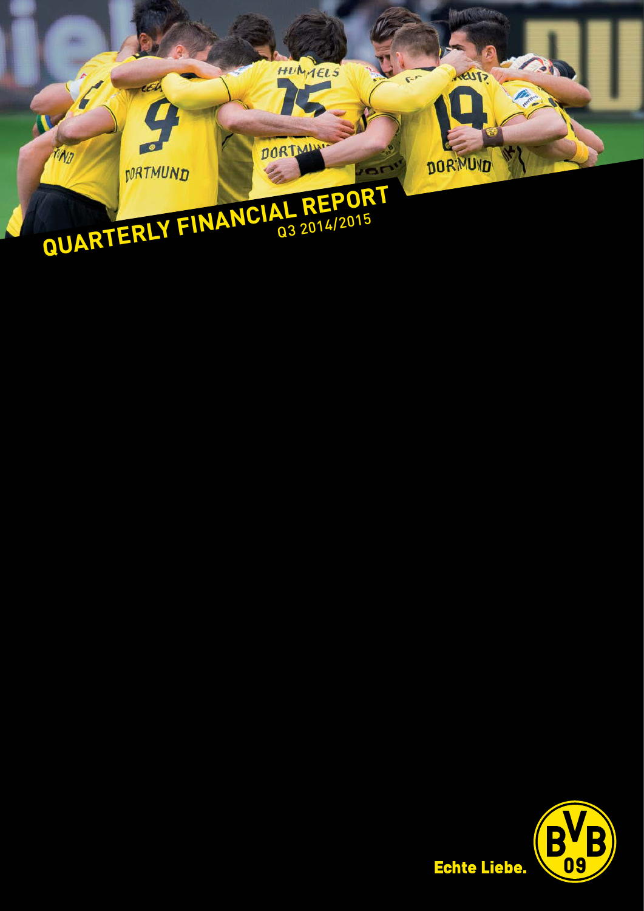# QUARTERLY FINANCIAL REPORT

Q3 2014/2015

Echte Liebe.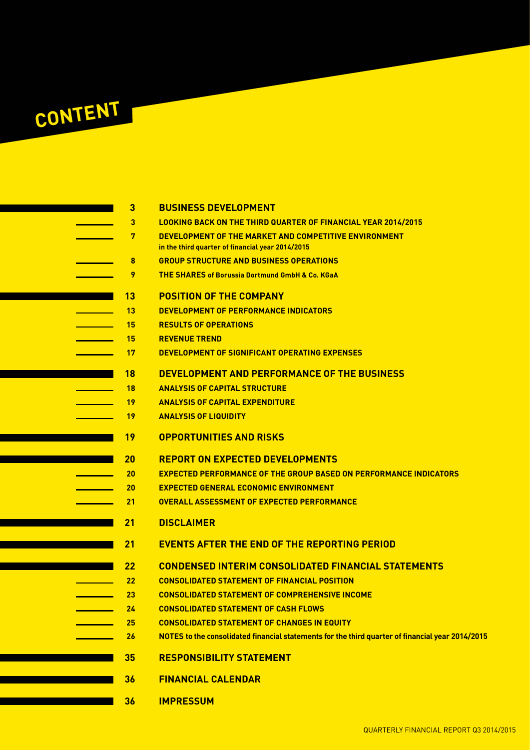# CONTENT

| | |
|---|---|
| **3** | **BUSINESS DEVELOPMENT** |
| 3 | LOOKING BACK ON THE THIRD QUARTER OF FINANCIAL YEAR 2014/2015 |
| 7 | DEVELOPMENT OF THE MARKET AND COMPETITIVE ENVIRONMENT in the third quarter of financial year 2014/2015 |
| 8 | GROUP STRUCTURE AND BUSINESS OPERATIONS |
| 9 | THE SHARES of Borussia Dortmund GmbH & Co. KGaA |
| **13** | **POSITION OF THE COMPANY** |
| 13 | DEVELOPMENT OF PERFORMANCE INDICATORS |
| 15 | RESULTS OF OPERATIONS |
| 15 | REVENUE TREND |
| 17 | DEVELOPMENT OF SIGNIFICANT OPERATING EXPENSES |
| **18** | **DEVELOPMENT AND PERFORMANCE OF THE BUSINESS** |
| 18 | ANALYSIS OF CAPITAL STRUCTURE |
| 19 | ANALYSIS OF CAPITAL EXPENDITURE |
| 19 | ANALYSIS OF LIQUIDITY |
| **19** | **OPPORTUNITIES AND RISKS** |
| **20** | **REPORT ON EXPECTED DEVELOPMENTS** |
| 20 | EXPECTED PERFORMANCE OF THE GROUP BASED ON PERFORMANCE INDICATORS |
| 20 | EXPECTED GENERAL ECONOMIC ENVIRONMENT |
| 21 | OVERALL ASSESSMENT OF EXPECTED PERFORMANCE |
| **21** | **DISCLAIMER** |
| **21** | **EVENTS AFTER THE END OF THE REPORTING PERIOD** |
| **22** | **CONDENSED INTERIM CONSOLIDATED FINANCIAL STATEMENTS** |
| 22 | CONSOLIDATED STATEMENT OF FINANCIAL POSITION |
| 23 | CONSOLIDATED STATEMENT OF COMPREHENSIVE INCOME |
| 24 | CONSOLIDATED STATEMENT OF CASH FLOWS |
| 25 | CONSOLIDATED STATEMENT OF CHANGES IN EQUITY |
| 26 | NOTES to the consolidated financial statements for the third quarter of financial year 2014/2015 |
| **35** | **RESPONSIBILITY STATEMENT** |
| **36** | **FINANCIAL CALENDAR** |
| **36** | **IMPRESSUM** |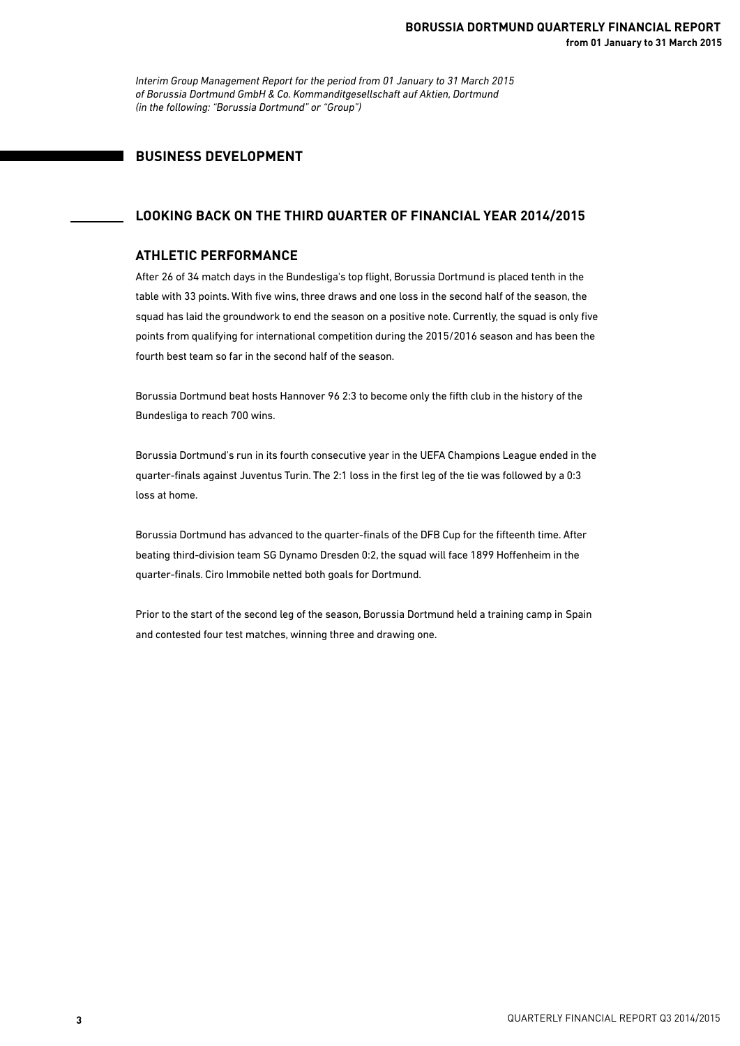*Interim Group Management Report for the period from 01 January to 31 March 2015*
*of Borussia Dortmund GmbH & Co. Kommanditgesellschaft auf Aktien, Dortmund*
*(in the following: “Borussia Dortmund” or “Group”)*

# BUSINESS DEVELOPMENT

## LOOKING BACK ON THE THIRD QUARTER OF FINANCIAL YEAR 2014/2015

### ATHLETIC PERFORMANCE

After 26 of 34 match days in the Bundesliga's top flight, Borussia Dortmund is placed tenth in the table with 33 points. With five wins, three draws and one loss in the second half of the season, the squad has laid the groundwork to end the season on a positive note. Currently, the squad is only five points from qualifying for international competition during the 2015/2016 season and has been the fourth best team so far in the second half of the season.

Borussia Dortmund beat hosts Hannover 96 2:3 to become only the fifth club in the history of the Bundesliga to reach 700 wins.

Borussia Dortmund's run in its fourth consecutive year in the UEFA Champions League ended in the quarter-finals against Juventus Turin. The 2:1 loss in the first leg of the tie was followed by a 0:3 loss at home.

Borussia Dortmund has advanced to the quarter-finals of the DFB Cup for the fifteenth time. After beating third-division team SG Dynamo Dresden 0:2, the squad will face 1899 Hoffenheim in the quarter-finals. Ciro Immobile netted both goals for Dortmund.

Prior to the start of the second leg of the season, Borussia Dortmund held a training camp in Spain and contested four test matches, winning three and drawing one.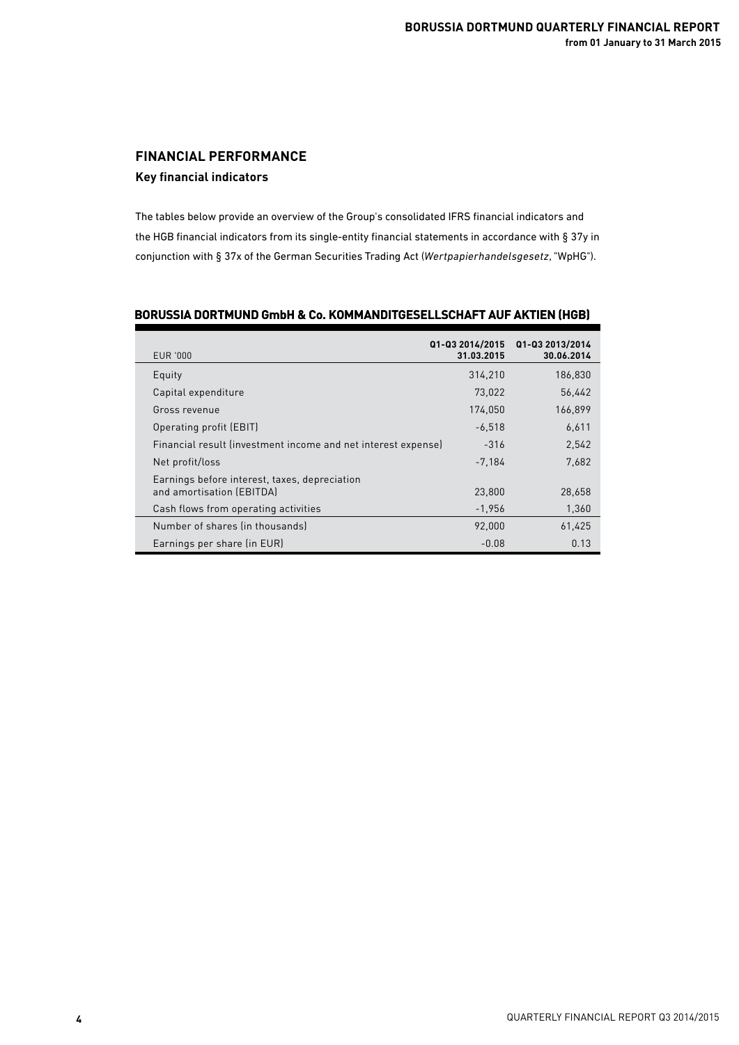## FINANCIAL PERFORMANCE

### Key financial indicators

The tables below provide an overview of the Group's consolidated IFRS financial indicators and the HGB financial indicators from its single-entity financial statements in accordance with § 37y in conjunction with § 37x of the German Securities Trading Act (*Wertpapierhandelsgesetz*, "WpHG").

**BORUSSIA DORTMUND GmbH & Co. KOMMANDITGESELLSCHAFT AUF AKTIEN (HGB)**

| EUR '000 | Q1-Q3 2014/2015 31.03.2015 | Q1-Q3 2013/2014 30.06.2014 |
|---|---|---|
| Equity | 314,210 | 186,830 |
| Capital expenditure | 73,022 | 56,442 |
| Gross revenue | 174,050 | 166,899 |
| Operating profit (EBIT) | -6,518 | 6,611 |
| Financial result (investment income and net interest expense) | -316 | 2,542 |
| Net profit/loss | -7,184 | 7,682 |
| Earnings before interest, taxes, depreciation and amortisation (EBITDA) | 23,800 | 28,658 |
| Cash flows from operating activities | -1,956 | 1,360 |
| Number of shares (in thousands) | 92,000 | 61,425 |
| Earnings per share (in EUR) | -0.08 | 0.13 |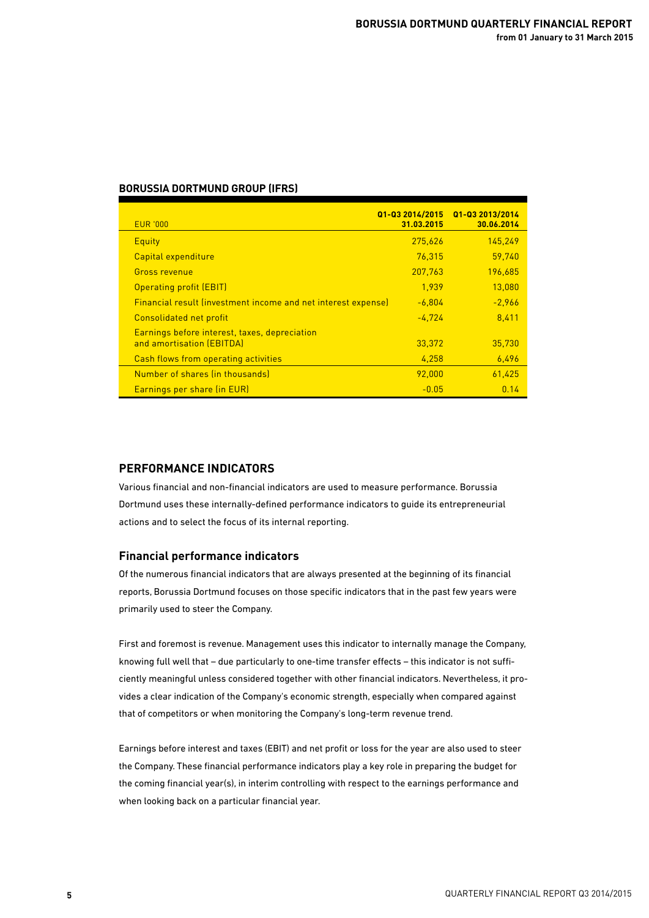## BORUSSIA DORTMUND GROUP (IFRS)

| EUR '000 | Q1-Q3 2014/2015 31.03.2015 | Q1-Q3 2013/2014 30.06.2014 |
|---|---|---|
| Equity | 275,626 | 145,249 |
| Capital expenditure | 76,315 | 59,740 |
| Gross revenue | 207,763 | 196,685 |
| Operating profit (EBIT) | 1,939 | 13,080 |
| Financial result (investment income and net interest expense) | -6,804 | -2,966 |
| Consolidated net profit | -4,724 | 8,411 |
| Earnings before interest, taxes, depreciation and amortisation (EBITDA) | 33,372 | 35,730 |
| Cash flows from operating activities | 4,258 | 6,496 |
| Number of shares (in thousands) | 92,000 | 61,425 |
| Earnings per share (in EUR) | -0.05 | 0.14 |

## PERFORMANCE INDICATORS

Various financial and non-financial indicators are used to measure performance. Borussia Dortmund uses these internally-defined performance indicators to guide its entrepreneurial actions and to select the focus of its internal reporting.

### Financial performance indicators

Of the numerous financial indicators that are always presented at the beginning of its financial reports, Borussia Dortmund focuses on those specific indicators that in the past few years were primarily used to steer the Company.

First and foremost is revenue. Management uses this indicator to internally manage the Company, knowing full well that – due particularly to one-time transfer effects – this indicator is not sufficiently meaningful unless considered together with other financial indicators. Nevertheless, it provides a clear indication of the Company's economic strength, especially when compared against that of competitors or when monitoring the Company's long-term revenue trend.

Earnings before interest and taxes (EBIT) and net profit or loss for the year are also used to steer the Company. These financial performance indicators play a key role in preparing the budget for the coming financial year(s), in interim controlling with respect to the earnings performance and when looking back on a particular financial year.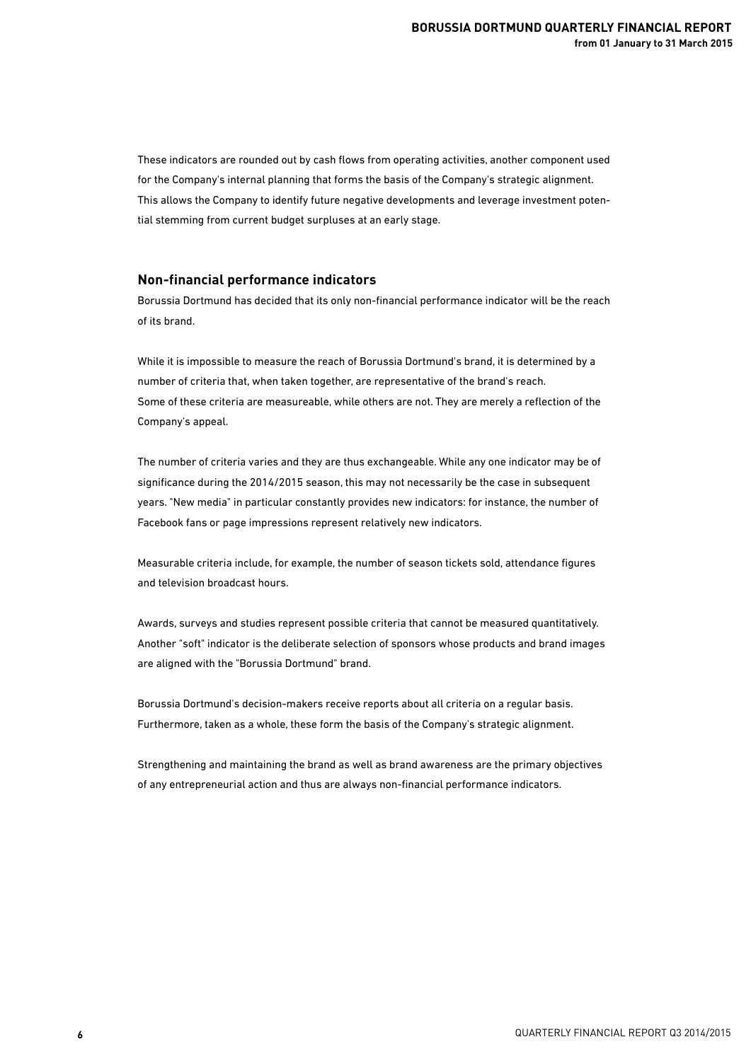These indicators are rounded out by cash flows from operating activities, another component used for the Company's internal planning that forms the basis of the Company's strategic alignment. This allows the Company to identify future negative developments and leverage investment potential stemming from current budget surpluses at an early stage.

## Non-financial performance indicators

Borussia Dortmund has decided that its only non-financial performance indicator will be the reach of its brand.

While it is impossible to measure the reach of Borussia Dortmund's brand, it is determined by a number of criteria that, when taken together, are representative of the brand's reach.
Some of these criteria are measureable, while others are not. They are merely a reflection of the Company's appeal.

The number of criteria varies and they are thus exchangeable. While any one indicator may be of significance during the 2014/2015 season, this may not necessarily be the case in subsequent years. "New media" in particular constantly provides new indicators: for instance, the number of Facebook fans or page impressions represent relatively new indicators.

Measurable criteria include, for example, the number of season tickets sold, attendance figures and television broadcast hours.

Awards, surveys and studies represent possible criteria that cannot be measured quantitatively. Another "soft" indicator is the deliberate selection of sponsors whose products and brand images are aligned with the "Borussia Dortmund" brand.

Borussia Dortmund's decision-makers receive reports about all criteria on a regular basis. Furthermore, taken as a whole, these form the basis of the Company's strategic alignment.

Strengthening and maintaining the brand as well as brand awareness are the primary objectives of any entrepreneurial action and thus are always non-financial performance indicators.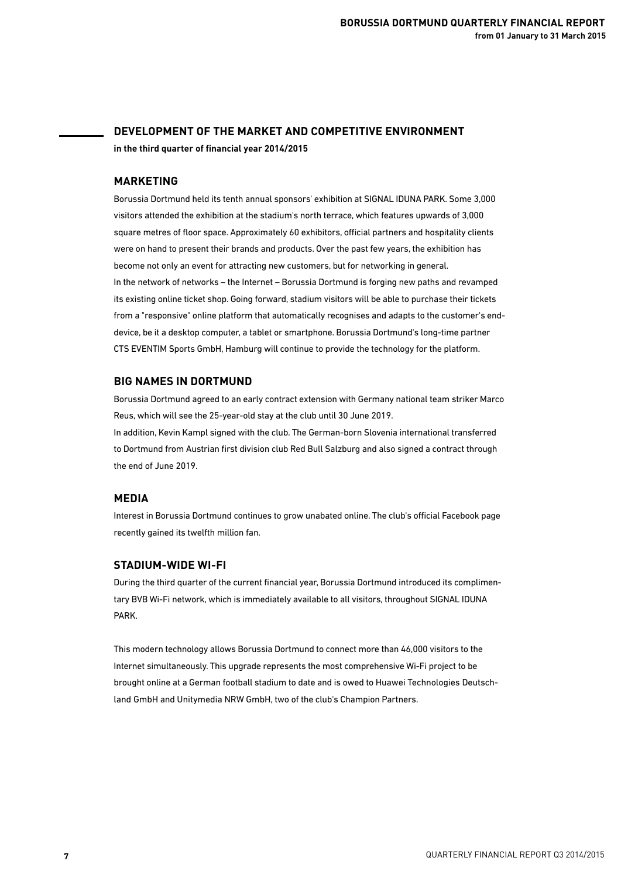## DEVELOPMENT OF THE MARKET AND COMPETITIVE ENVIRONMENT

**in the third quarter of financial year 2014/2015**

### MARKETING

Borussia Dortmund held its tenth annual sponsors' exhibition at SIGNAL IDUNA PARK. Some 3,000 visitors attended the exhibition at the stadium's north terrace, which features upwards of 3,000 square metres of floor space. Approximately 60 exhibitors, official partners and hospitality clients were on hand to present their brands and products. Over the past few years, the exhibition has become not only an event for attracting new customers, but for networking in general.

In the network of networks – the Internet – Borussia Dortmund is forging new paths and revamped its existing online ticket shop. Going forward, stadium visitors will be able to purchase their tickets from a "responsive" online platform that automatically recognises and adapts to the customer's end-device, be it a desktop computer, a tablet or smartphone. Borussia Dortmund's long-time partner CTS EVENTIM Sports GmbH, Hamburg will continue to provide the technology for the platform.

### BIG NAMES IN DORTMUND

Borussia Dortmund agreed to an early contract extension with Germany national team striker Marco Reus, which will see the 25-year-old stay at the club until 30 June 2019.

In addition, Kevin Kampl signed with the club. The German-born Slovenia international transferred to Dortmund from Austrian first division club Red Bull Salzburg and also signed a contract through the end of June 2019.

### MEDIA

Interest in Borussia Dortmund continues to grow unabated online. The club's official Facebook page recently gained its twelfth million fan.

### STADIUM-WIDE WI-FI

During the third quarter of the current financial year, Borussia Dortmund introduced its complimentary BVB Wi-Fi network, which is immediately available to all visitors, throughout SIGNAL IDUNA PARK.

This modern technology allows Borussia Dortmund to connect more than 46,000 visitors to the Internet simultaneously. This upgrade represents the most comprehensive Wi-Fi project to be brought online at a German football stadium to date and is owed to Huawei Technologies Deutschland GmbH and Unitymedia NRW GmbH, two of the club's Champion Partners.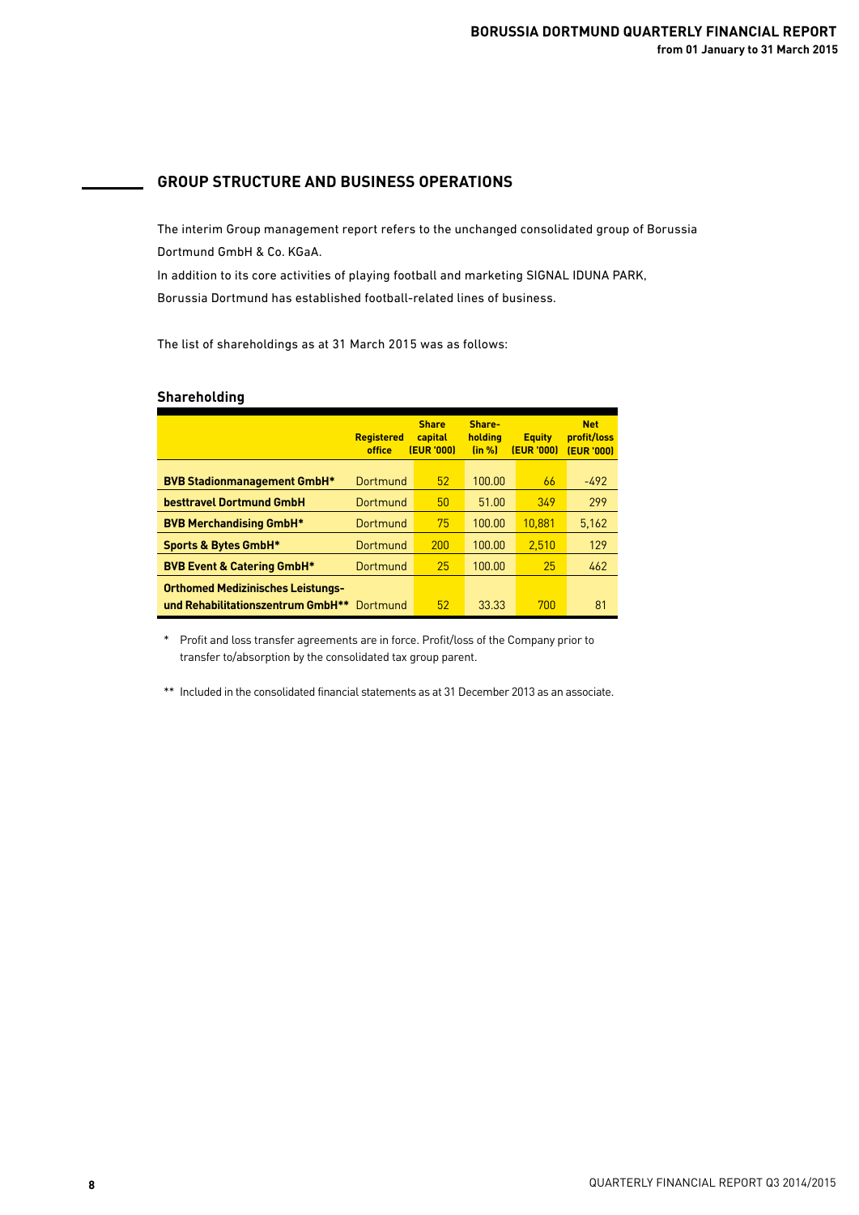## GROUP STRUCTURE AND BUSINESS OPERATIONS

The interim Group management report refers to the unchanged consolidated group of Borussia Dortmund GmbH & Co. KGaA.

In addition to its core activities of playing football and marketing SIGNAL IDUNA PARK, Borussia Dortmund has established football-related lines of business.

The list of shareholdings as at 31 March 2015 was as follows:

### Shareholding

| | Registered office | Share capital (EUR '000) | Share-holding (in %) | Equity (EUR '000) | Net profit/loss (EUR '000) |
|---|---|---|---|---|---|
| **BVB Stadionmanagement GmbH*** | Dortmund | 52 | 100.00 | 66 | -492 |
| **besttravel Dortmund GmbH** | Dortmund | 50 | 51.00 | 349 | 299 |
| **BVB Merchandising GmbH*** | Dortmund | 75 | 100.00 | 10,881 | 5,162 |
| **Sports & Bytes GmbH*** | Dortmund | 200 | 100.00 | 2,510 | 129 |
| **BVB Event & Catering GmbH*** | Dortmund | 25 | 100.00 | 25 | 462 |
| **Orthomed Medizinisches Leistungs- und Rehabilitationszentrum GmbH**** | Dortmund | 52 | 33.33 | 700 | 81 |

\* Profit and loss transfer agreements are in force. Profit/loss of the Company prior to transfer to/absorption by the consolidated tax group parent.

\*\* Included in the consolidated financial statements as at 31 December 2013 as an associate.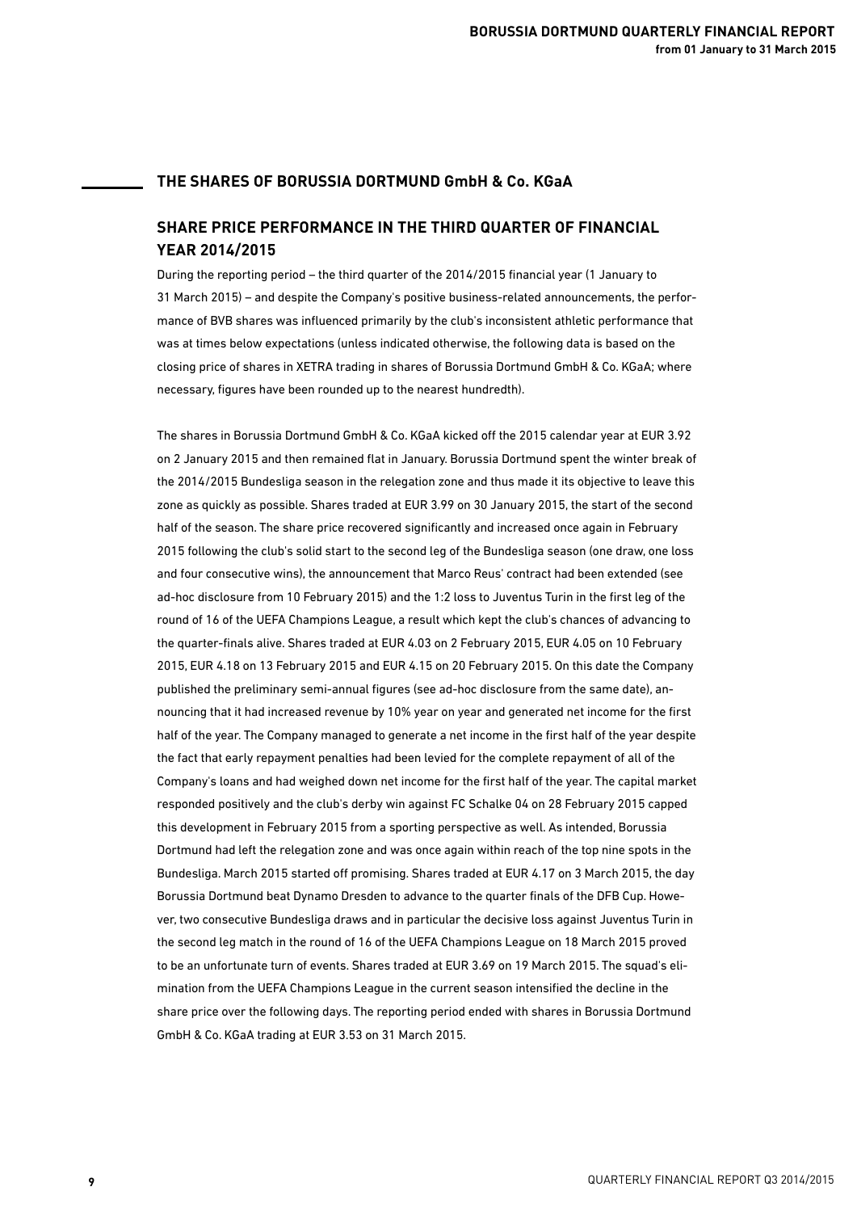## THE SHARES OF BORUSSIA DORTMUND GmbH & Co. KGaA

### SHARE PRICE PERFORMANCE IN THE THIRD QUARTER OF FINANCIAL YEAR 2014/2015

During the reporting period – the third quarter of the 2014/2015 financial year (1 January to 31 March 2015) – and despite the Company's positive business-related announcements, the performance of BVB shares was influenced primarily by the club's inconsistent athletic performance that was at times below expectations (unless indicated otherwise, the following data is based on the closing price of shares in XETRA trading in shares of Borussia Dortmund GmbH & Co. KGaA; where necessary, figures have been rounded up to the nearest hundredth).

The shares in Borussia Dortmund GmbH & Co. KGaA kicked off the 2015 calendar year at EUR 3.92 on 2 January 2015 and then remained flat in January. Borussia Dortmund spent the winter break of the 2014/2015 Bundesliga season in the relegation zone and thus made it its objective to leave this zone as quickly as possible. Shares traded at EUR 3.99 on 30 January 2015, the start of the second half of the season. The share price recovered significantly and increased once again in February 2015 following the club's solid start to the second leg of the Bundesliga season (one draw, one loss and four consecutive wins), the announcement that Marco Reus' contract had been extended (see ad-hoc disclosure from 10 February 2015) and the 1:2 loss to Juventus Turin in the first leg of the round of 16 of the UEFA Champions League, a result which kept the club's chances of advancing to the quarter-finals alive. Shares traded at EUR 4.03 on 2 February 2015, EUR 4.05 on 10 February 2015, EUR 4.18 on 13 February 2015 and EUR 4.15 on 20 February 2015. On this date the Company published the preliminary semi-annual figures (see ad-hoc disclosure from the same date), announcing that it had increased revenue by 10% year on year and generated net income for the first half of the year. The Company managed to generate a net income in the first half of the year despite the fact that early repayment penalties had been levied for the complete repayment of all of the Company's loans and had weighed down net income for the first half of the year. The capital market responded positively and the club's derby win against FC Schalke 04 on 28 February 2015 capped this development in February 2015 from a sporting perspective as well. As intended, Borussia Dortmund had left the relegation zone and was once again within reach of the top nine spots in the Bundesliga. March 2015 started off promising. Shares traded at EUR 4.17 on 3 March 2015, the day Borussia Dortmund beat Dynamo Dresden to advance to the quarter finals of the DFB Cup. However, two consecutive Bundesliga draws and in particular the decisive loss against Juventus Turin in the second leg match in the round of 16 of the UEFA Champions League on 18 March 2015 proved to be an unfortunate turn of events. Shares traded at EUR 3.69 on 19 March 2015. The squad's elimination from the UEFA Champions League in the current season intensified the decline in the share price over the following days. The reporting period ended with shares in Borussia Dortmund GmbH & Co. KGaA trading at EUR 3.53 on 31 March 2015.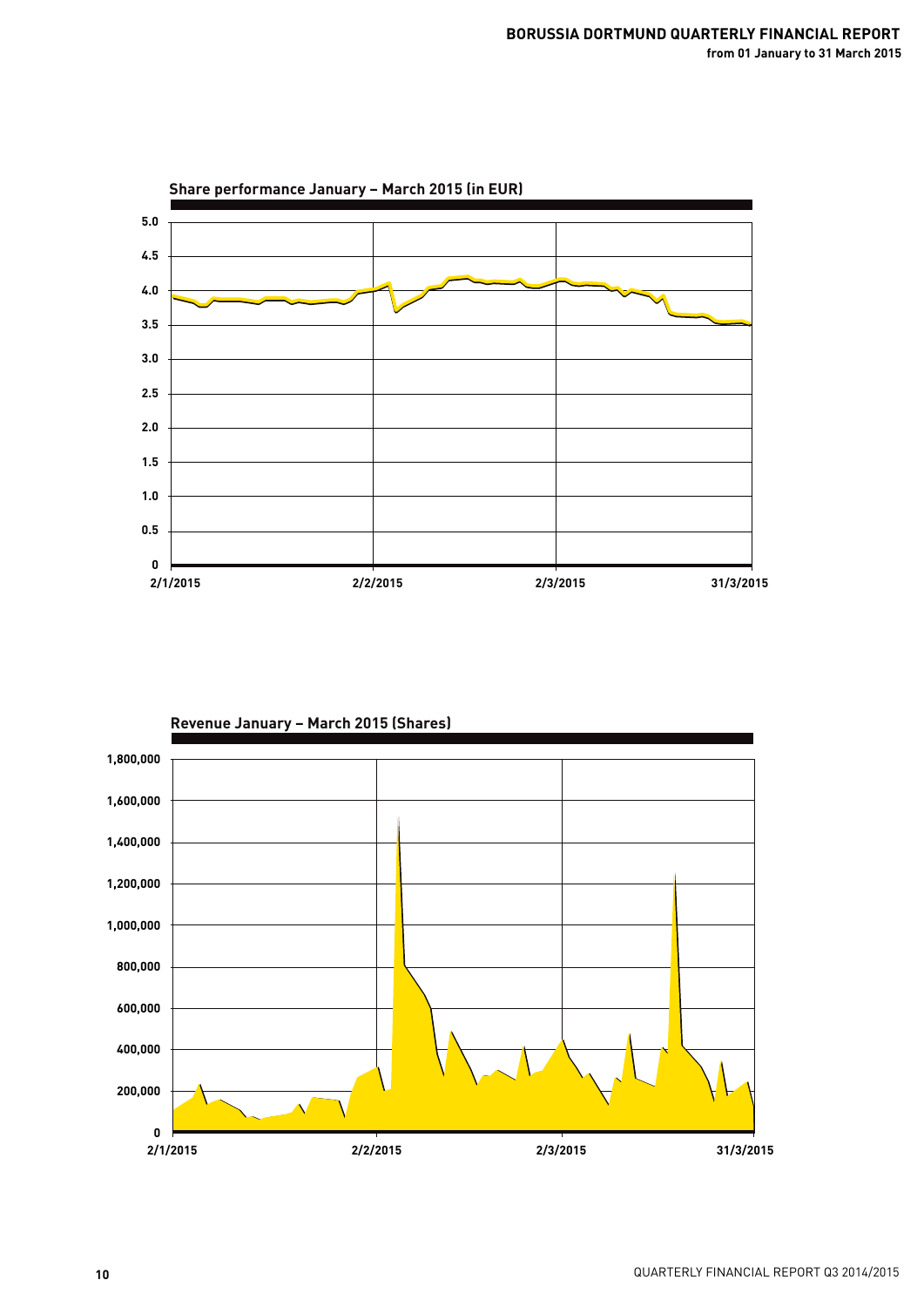**Share performance January – March 2015 (in EUR)**

5.0
4.5
4.0
3.5
3.0
2.5
2.0
1.5
1.0
0.5
0

2/1/2015 2/2/2015 2/3/2015 31/3/2015

**Revenue January – March 2015 (Shares)**

1,800,000
1,600,000
1,400,000
1,200,000
1,000,000
800,000
600,000
400,000
200,000
0

2/1/2015 2/2/2015 2/3/2015 31/3/2015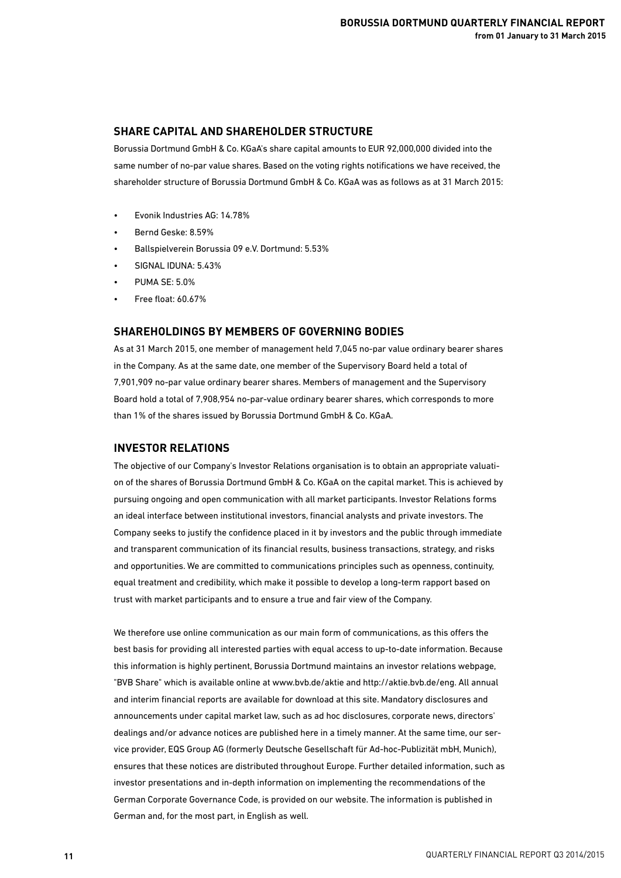## SHARE CAPITAL AND SHAREHOLDER STRUCTURE

Borussia Dortmund GmbH & Co. KGaA's share capital amounts to EUR 92,000,000 divided into the same number of no-par value shares. Based on the voting rights notifications we have received, the shareholder structure of Borussia Dortmund GmbH & Co. KGaA was as follows as at 31 March 2015:

- Evonik Industries AG: 14.78%
- Bernd Geske: 8.59%
- Ballspielverein Borussia 09 e.V. Dortmund: 5.53%
- SIGNAL IDUNA: 5.43%
- PUMA SE: 5.0%
- Free float: 60.67%

## SHAREHOLDINGS BY MEMBERS OF GOVERNING BODIES

As at 31 March 2015, one member of management held 7,045 no-par value ordinary bearer shares in the Company. As at the same date, one member of the Supervisory Board held a total of 7,901,909 no-par value ordinary bearer shares. Members of management and the Supervisory Board hold a total of 7,908,954 no-par-value ordinary bearer shares, which corresponds to more than 1% of the shares issued by Borussia Dortmund GmbH & Co. KGaA.

## INVESTOR RELATIONS

The objective of our Company's Investor Relations organisation is to obtain an appropriate valuation of the shares of Borussia Dortmund GmbH & Co. KGaA on the capital market. This is achieved by pursuing ongoing and open communication with all market participants. Investor Relations forms an ideal interface between institutional investors, financial analysts and private investors. The Company seeks to justify the confidence placed in it by investors and the public through immediate and transparent communication of its financial results, business transactions, strategy, and risks and opportunities. We are committed to communications principles such as openness, continuity, equal treatment and credibility, which make it possible to develop a long-term rapport based on trust with market participants and to ensure a true and fair view of the Company.

We therefore use online communication as our main form of communications, as this offers the best basis for providing all interested parties with equal access to up-to-date information. Because this information is highly pertinent, Borussia Dortmund maintains an investor relations webpage, "BVB Share" which is available online at www.bvb.de/aktie and http://aktie.bvb.de/eng. All annual and interim financial reports are available for download at this site. Mandatory disclosures and announcements under capital market law, such as ad hoc disclosures, corporate news, directors' dealings and/or advance notices are published here in a timely manner. At the same time, our service provider, EQS Group AG (formerly Deutsche Gesellschaft für Ad-hoc-Publizität mbH, Munich), ensures that these notices are distributed throughout Europe. Further detailed information, such as investor presentations and in-depth information on implementing the recommendations of the German Corporate Governance Code, is provided on our website. The information is published in German and, for the most part, in English as well.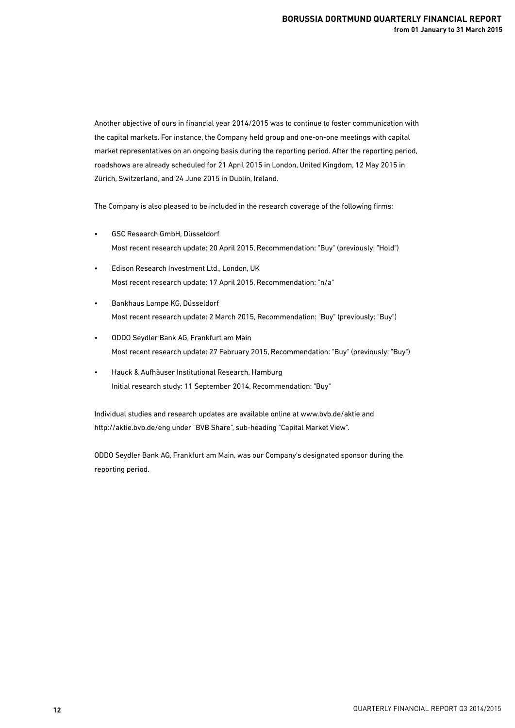Another objective of ours in financial year 2014/2015 was to continue to foster communication with the capital markets. For instance, the Company held group and one-on-one meetings with capital market representatives on an ongoing basis during the reporting period. After the reporting period, roadshows are already scheduled for 21 April 2015 in London, United Kingdom, 12 May 2015 in Zürich, Switzerland, and 24 June 2015 in Dublin, Ireland.

The Company is also pleased to be included in the research coverage of the following firms:

- GSC Research GmbH, Düsseldorf
  Most recent research update: 20 April 2015, Recommendation: "Buy" (previously: "Hold")
- Edison Research Investment Ltd., London, UK
  Most recent research update: 17 April 2015, Recommendation: "n/a"
- Bankhaus Lampe KG, Düsseldorf
  Most recent research update: 2 March 2015, Recommendation: "Buy" (previously: "Buy")
- ODDO Seydler Bank AG, Frankfurt am Main
  Most recent research update: 27 February 2015, Recommendation: "Buy" (previously: "Buy")
- Hauck & Aufhäuser Institutional Research, Hamburg
  Initial research study: 11 September 2014, Recommendation: "Buy"

Individual studies and research updates are available online at www.bvb.de/aktie and http://aktie.bvb.de/eng under "BVB Share", sub-heading "Capital Market View".

ODDO Seydler Bank AG, Frankfurt am Main, was our Company's designated sponsor during the reporting period.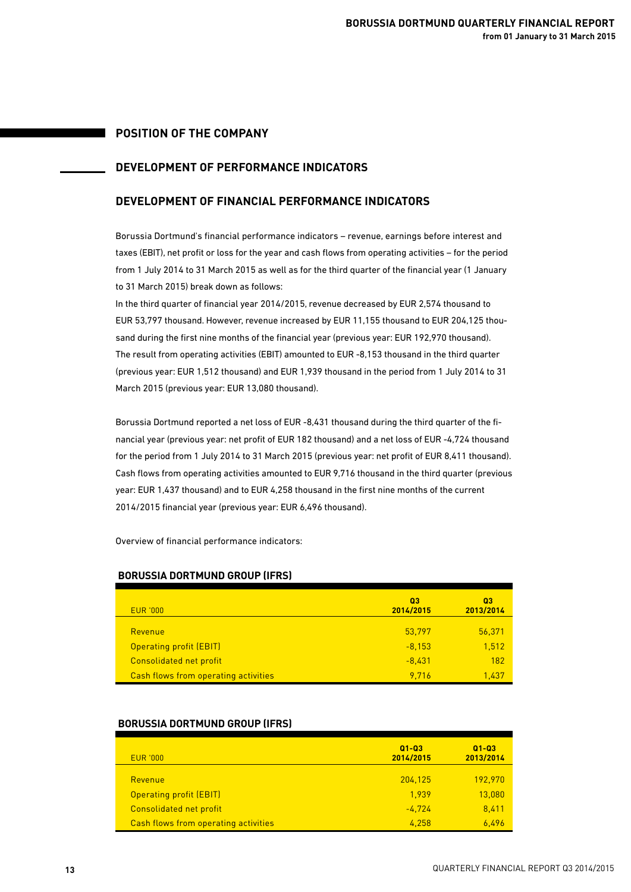# POSITION OF THE COMPANY

## DEVELOPMENT OF PERFORMANCE INDICATORS

## DEVELOPMENT OF FINANCIAL PERFORMANCE INDICATORS

Borussia Dortmund's financial performance indicators – revenue, earnings before interest and taxes (EBIT), net profit or loss for the year and cash flows from operating activities – for the period from 1 July 2014 to 31 March 2015 as well as for the third quarter of the financial year (1 January to 31 March 2015) break down as follows:

In the third quarter of financial year 2014/2015, revenue decreased by EUR 2,574 thousand to EUR 53,797 thousand. However, revenue increased by EUR 11,155 thousand to EUR 204,125 thousand during the first nine months of the financial year (previous year: EUR 192,970 thousand). The result from operating activities (EBIT) amounted to EUR -8,153 thousand in the third quarter (previous year: EUR 1,512 thousand) and EUR 1,939 thousand in the period from 1 July 2014 to 31 March 2015 (previous year: EUR 13,080 thousand).

Borussia Dortmund reported a net loss of EUR -8,431 thousand during the third quarter of the financial year (previous year: net profit of EUR 182 thousand) and a net loss of EUR -4,724 thousand for the period from 1 July 2014 to 31 March 2015 (previous year: net profit of EUR 8,411 thousand). Cash flows from operating activities amounted to EUR 9,716 thousand in the third quarter (previous year: EUR 1,437 thousand) and to EUR 4,258 thousand in the first nine months of the current 2014/2015 financial year (previous year: EUR 6,496 thousand).

Overview of financial performance indicators:

**BORUSSIA DORTMUND GROUP (IFRS)**

| EUR '000 | Q3 2014/2015 | Q3 2013/2014 |
|---|---|---|
| Revenue | 53,797 | 56,371 |
| Operating profit (EBIT) | -8,153 | 1,512 |
| Consolidated net profit | -8,431 | 182 |
| Cash flows from operating activities | 9,716 | 1,437 |

**BORUSSIA DORTMUND GROUP (IFRS)**

| EUR '000 | Q1-Q3 2014/2015 | Q1-Q3 2013/2014 |
|---|---|---|
| Revenue | 204,125 | 192,970 |
| Operating profit (EBIT) | 1,939 | 13,080 |
| Consolidated net profit | -4,724 | 8,411 |
| Cash flows from operating activities | 4,258 | 6,496 |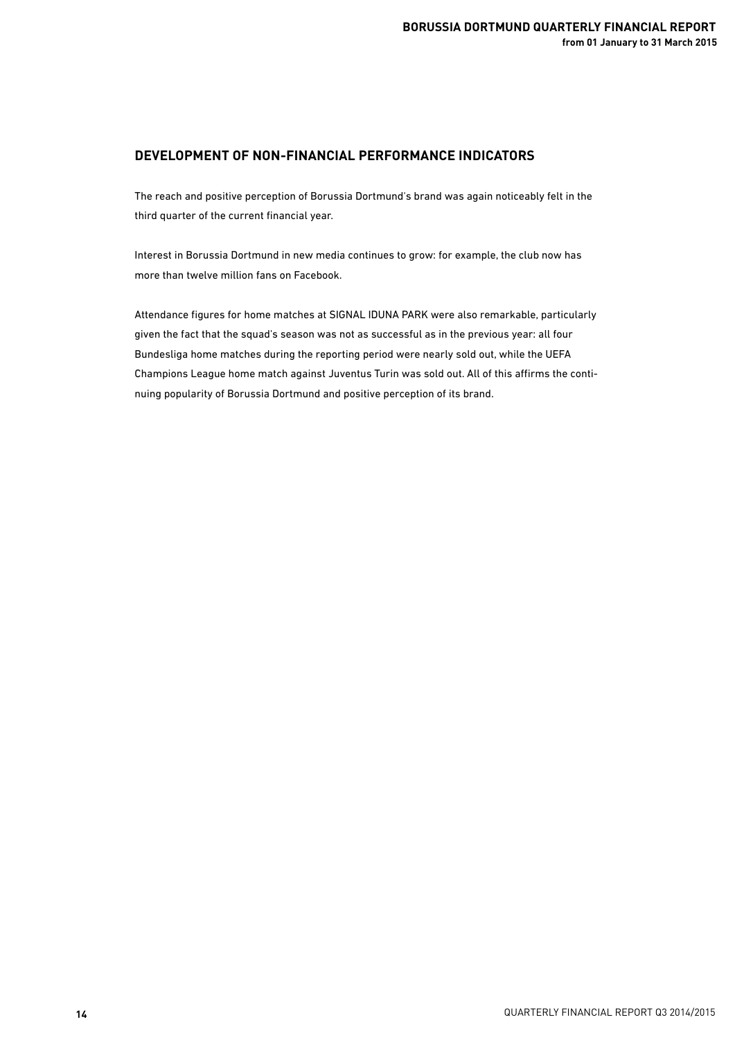## DEVELOPMENT OF NON-FINANCIAL PERFORMANCE INDICATORS

The reach and positive perception of Borussia Dortmund's brand was again noticeably felt in the third quarter of the current financial year.

Interest in Borussia Dortmund in new media continues to grow: for example, the club now has more than twelve million fans on Facebook.

Attendance figures for home matches at SIGNAL IDUNA PARK were also remarkable, particularly given the fact that the squad's season was not as successful as in the previous year: all four Bundesliga home matches during the reporting period were nearly sold out, while the UEFA Champions League home match against Juventus Turin was sold out. All of this affirms the continuing popularity of Borussia Dortmund and positive perception of its brand.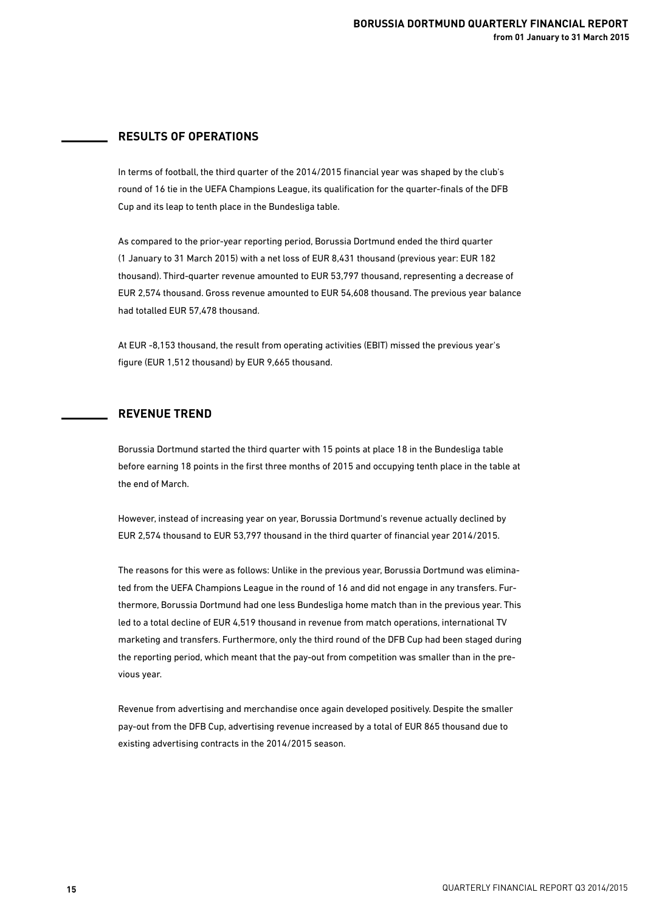## RESULTS OF OPERATIONS

In terms of football, the third quarter of the 2014/2015 financial year was shaped by the club's round of 16 tie in the UEFA Champions League, its qualification for the quarter-finals of the DFB Cup and its leap to tenth place in the Bundesliga table.

As compared to the prior-year reporting period, Borussia Dortmund ended the third quarter (1 January to 31 March 2015) with a net loss of EUR 8,431 thousand (previous year: EUR 182 thousand). Third-quarter revenue amounted to EUR 53,797 thousand, representing a decrease of EUR 2,574 thousand. Gross revenue amounted to EUR 54,608 thousand. The previous year balance had totalled EUR 57,478 thousand.

At EUR -8,153 thousand, the result from operating activities (EBIT) missed the previous year's figure (EUR 1,512 thousand) by EUR 9,665 thousand.

## REVENUE TREND

Borussia Dortmund started the third quarter with 15 points at place 18 in the Bundesliga table before earning 18 points in the first three months of 2015 and occupying tenth place in the table at the end of March.

However, instead of increasing year on year, Borussia Dortmund's revenue actually declined by EUR 2,574 thousand to EUR 53,797 thousand in the third quarter of financial year 2014/2015.

The reasons for this were as follows: Unlike in the previous year, Borussia Dortmund was eliminated from the UEFA Champions League in the round of 16 and did not engage in any transfers. Furthermore, Borussia Dortmund had one less Bundesliga home match than in the previous year. This led to a total decline of EUR 4,519 thousand in revenue from match operations, international TV marketing and transfers. Furthermore, only the third round of the DFB Cup had been staged during the reporting period, which meant that the pay-out from competition was smaller than in the previous year.

Revenue from advertising and merchandise once again developed positively. Despite the smaller pay-out from the DFB Cup, advertising revenue increased by a total of EUR 865 thousand due to existing advertising contracts in the 2014/2015 season.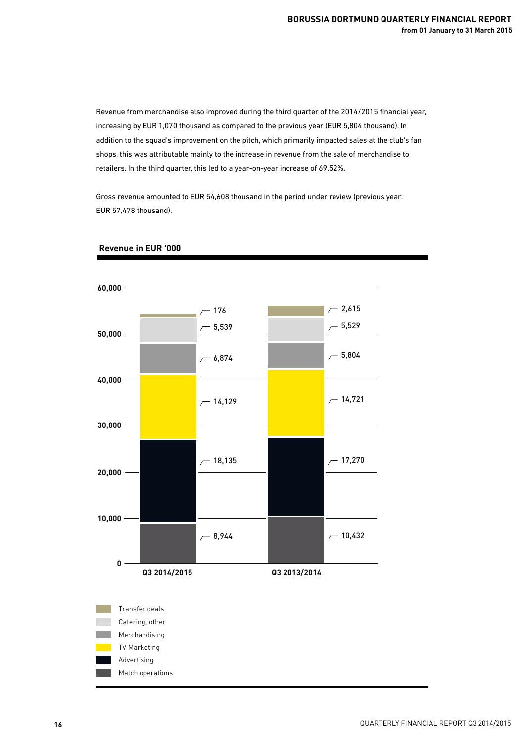Revenue from merchandise also improved during the third quarter of the 2014/2015 financial year, increasing by EUR 1,070 thousand as compared to the previous year (EUR 5,804 thousand). In addition to the squad's improvement on the pitch, which primarily impacted sales at the club's fan shops, this was attributable mainly to the increase in revenue from the sale of merchandise to retailers. In the third quarter, this led to a year-on-year increase of 69.52%.

Gross revenue amounted to EUR 54,608 thousand in the period under review (previous year: EUR 57,478 thousand).

**Revenue in EUR '000**

| | Q3 2014/2015 | Q3 2013/2014 |
|---|---|---|
| Transfer deals | 176 | 2,615 |
| Catering, other | 5,539 | 5,529 |
| Merchandising | 6,874 | 5,804 |
| TV Marketing | 14,129 | 14,721 |
| Advertising | 18,135 | 17,270 |
| Match operations | 8,944 | 10,432 |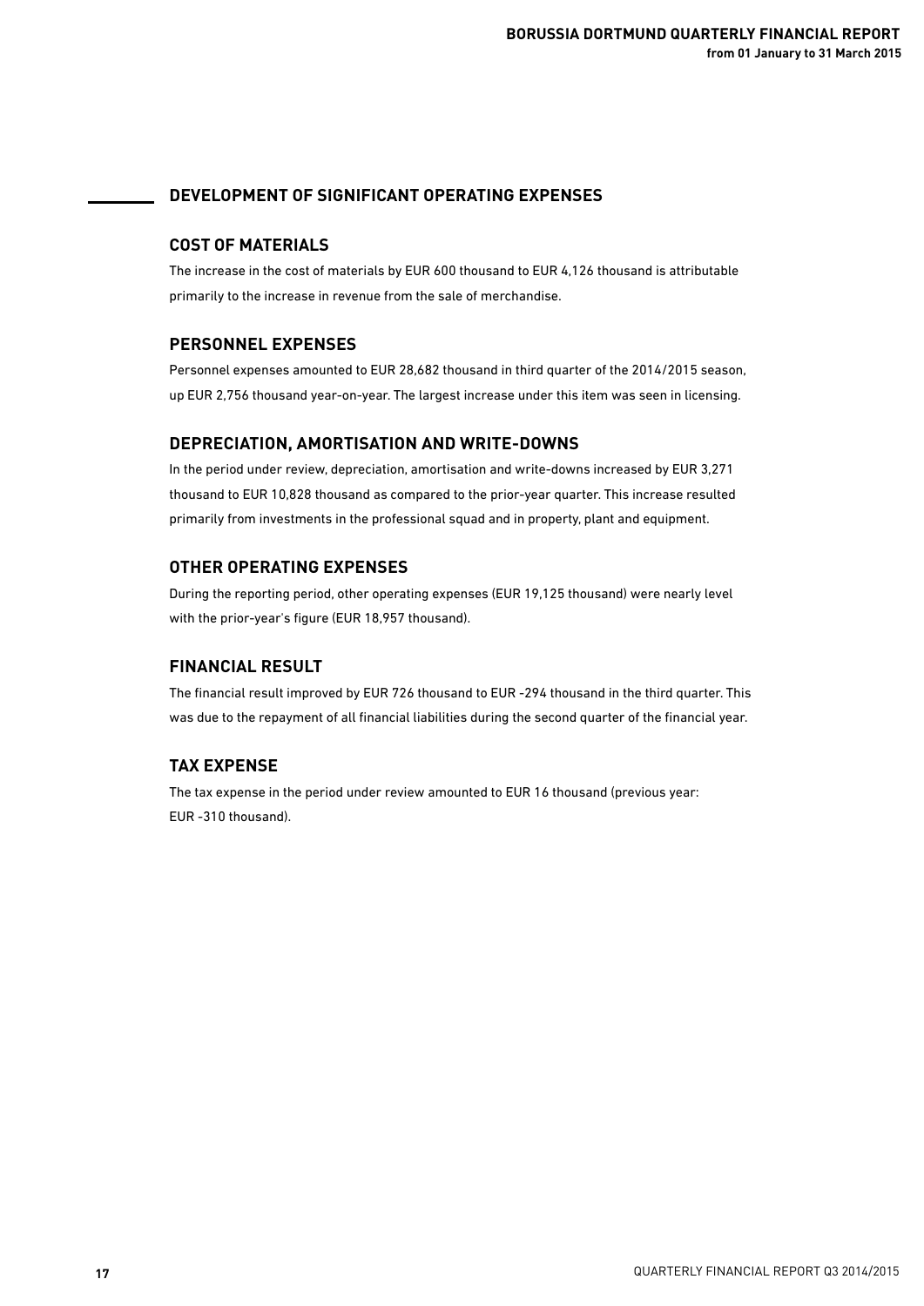## DEVELOPMENT OF SIGNIFICANT OPERATING EXPENSES

### COST OF MATERIALS

The increase in the cost of materials by EUR 600 thousand to EUR 4,126 thousand is attributable primarily to the increase in revenue from the sale of merchandise.

### PERSONNEL EXPENSES

Personnel expenses amounted to EUR 28,682 thousand in third quarter of the 2014/2015 season, up EUR 2,756 thousand year-on-year. The largest increase under this item was seen in licensing.

### DEPRECIATION, AMORTISATION AND WRITE-DOWNS

In the period under review, depreciation, amortisation and write-downs increased by EUR 3,271 thousand to EUR 10,828 thousand as compared to the prior-year quarter. This increase resulted primarily from investments in the professional squad and in property, plant and equipment.

### OTHER OPERATING EXPENSES

During the reporting period, other operating expenses (EUR 19,125 thousand) were nearly level with the prior-year's figure (EUR 18,957 thousand).

### FINANCIAL RESULT

The financial result improved by EUR 726 thousand to EUR -294 thousand in the third quarter. This was due to the repayment of all financial liabilities during the second quarter of the financial year.

### TAX EXPENSE

The tax expense in the period under review amounted to EUR 16 thousand (previous year: EUR -310 thousand).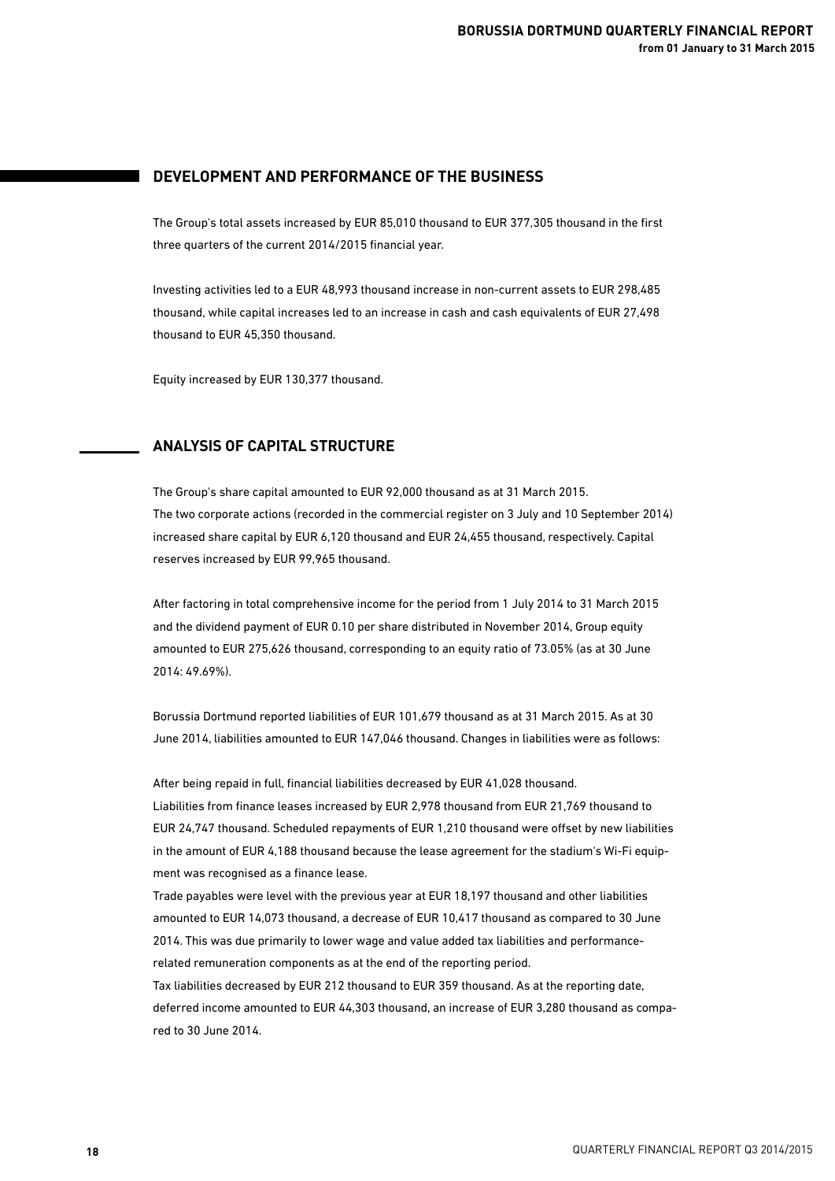## DEVELOPMENT AND PERFORMANCE OF THE BUSINESS

The Group's total assets increased by EUR 85,010 thousand to EUR 377,305 thousand in the first three quarters of the current 2014/2015 financial year.

Investing activities led to a EUR 48,993 thousand increase in non-current assets to EUR 298,485 thousand, while capital increases led to an increase in cash and cash equivalents of EUR 27,498 thousand to EUR 45,350 thousand.

Equity increased by EUR 130,377 thousand.

## ANALYSIS OF CAPITAL STRUCTURE

The Group's share capital amounted to EUR 92,000 thousand as at 31 March 2015.
The two corporate actions (recorded in the commercial register on 3 July and 10 September 2014) increased share capital by EUR 6,120 thousand and EUR 24,455 thousand, respectively. Capital reserves increased by EUR 99,965 thousand.

After factoring in total comprehensive income for the period from 1 July 2014 to 31 March 2015 and the dividend payment of EUR 0.10 per share distributed in November 2014, Group equity amounted to EUR 275,626 thousand, corresponding to an equity ratio of 73.05% (as at 30 June 2014: 49.69%).

Borussia Dortmund reported liabilities of EUR 101,679 thousand as at 31 March 2015. As at 30 June 2014, liabilities amounted to EUR 147,046 thousand. Changes in liabilities were as follows:

After being repaid in full, financial liabilities decreased by EUR 41,028 thousand.
Liabilities from finance leases increased by EUR 2,978 thousand from EUR 21,769 thousand to EUR 24,747 thousand. Scheduled repayments of EUR 1,210 thousand were offset by new liabilities in the amount of EUR 4,188 thousand because the lease agreement for the stadium's Wi-Fi equipment was recognised as a finance lease.
Trade payables were level with the previous year at EUR 18,197 thousand and other liabilities amounted to EUR 14,073 thousand, a decrease of EUR 10,417 thousand as compared to 30 June 2014. This was due primarily to lower wage and value added tax liabilities and performance-related remuneration components as at the end of the reporting period.
Tax liabilities decreased by EUR 212 thousand to EUR 359 thousand. As at the reporting date, deferred income amounted to EUR 44,303 thousand, an increase of EUR 3,280 thousand as compared to 30 June 2014.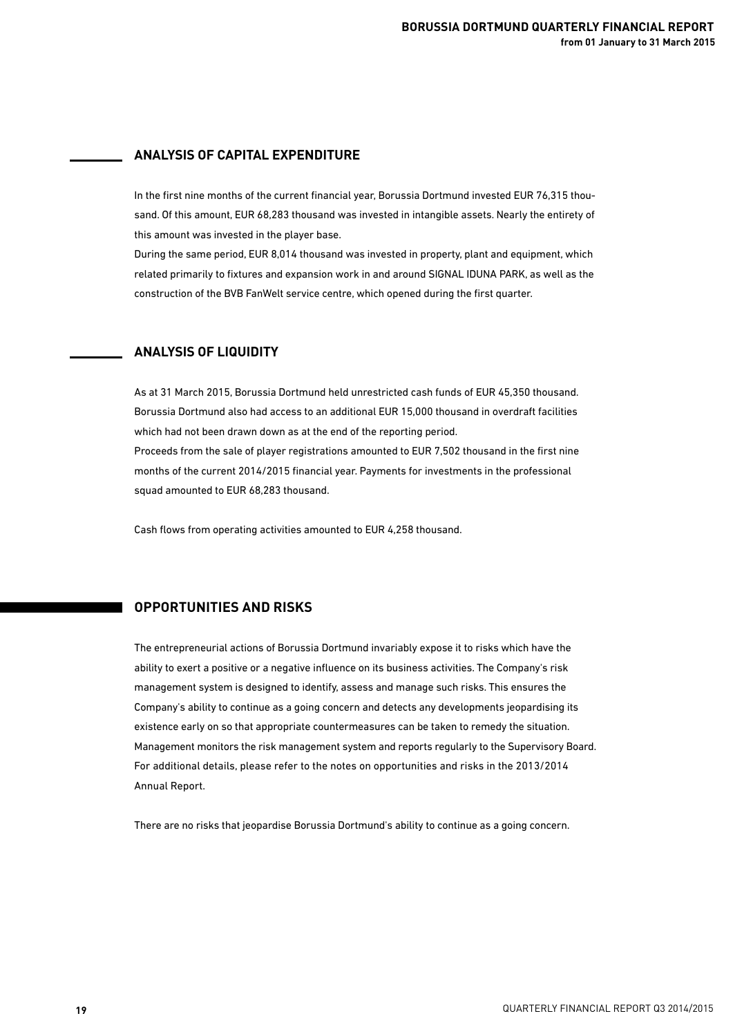## ANALYSIS OF CAPITAL EXPENDITURE

In the first nine months of the current financial year, Borussia Dortmund invested EUR 76,315 thousand. Of this amount, EUR 68,283 thousand was invested in intangible assets. Nearly the entirety of this amount was invested in the player base.

During the same period, EUR 8,014 thousand was invested in property, plant and equipment, which related primarily to fixtures and expansion work in and around SIGNAL IDUNA PARK, as well as the construction of the BVB FanWelt service centre, which opened during the first quarter.

## ANALYSIS OF LIQUIDITY

As at 31 March 2015, Borussia Dortmund held unrestricted cash funds of EUR 45,350 thousand. Borussia Dortmund also had access to an additional EUR 15,000 thousand in overdraft facilities which had not been drawn down as at the end of the reporting period.

Proceeds from the sale of player registrations amounted to EUR 7,502 thousand in the first nine months of the current 2014/2015 financial year. Payments for investments in the professional squad amounted to EUR 68,283 thousand.

Cash flows from operating activities amounted to EUR 4,258 thousand.

## OPPORTUNITIES AND RISKS

The entrepreneurial actions of Borussia Dortmund invariably expose it to risks which have the ability to exert a positive or a negative influence on its business activities. The Company's risk management system is designed to identify, assess and manage such risks. This ensures the Company's ability to continue as a going concern and detects any developments jeopardising its existence early on so that appropriate countermeasures can be taken to remedy the situation. Management monitors the risk management system and reports regularly to the Supervisory Board. For additional details, please refer to the notes on opportunities and risks in the 2013/2014 Annual Report.

There are no risks that jeopardise Borussia Dortmund's ability to continue as a going concern.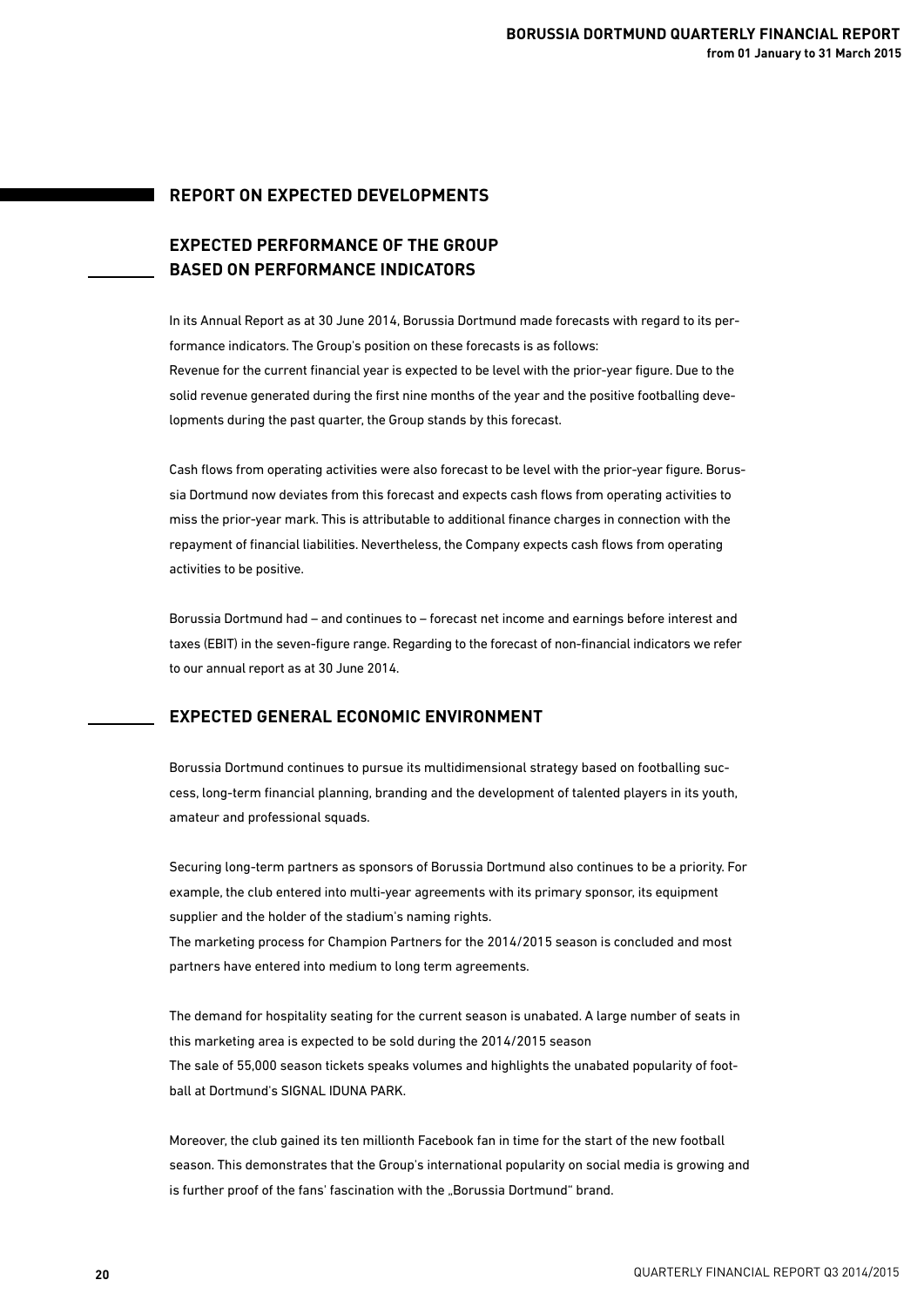## REPORT ON EXPECTED DEVELOPMENTS

### EXPECTED PERFORMANCE OF THE GROUP BASED ON PERFORMANCE INDICATORS

In its Annual Report as at 30 June 2014, Borussia Dortmund made forecasts with regard to its performance indicators. The Group's position on these forecasts is as follows:
Revenue for the current financial year is expected to be level with the prior-year figure. Due to the solid revenue generated during the first nine months of the year and the positive footballing developments during the past quarter, the Group stands by this forecast.

Cash flows from operating activities were also forecast to be level with the prior-year figure. Borussia Dortmund now deviates from this forecast and expects cash flows from operating activities to miss the prior-year mark. This is attributable to additional finance charges in connection with the repayment of financial liabilities. Nevertheless, the Company expects cash flows from operating activities to be positive.

Borussia Dortmund had – and continues to – forecast net income and earnings before interest and taxes (EBIT) in the seven-figure range. Regarding to the forecast of non-financial indicators we refer to our annual report as at 30 June 2014.

### EXPECTED GENERAL ECONOMIC ENVIRONMENT

Borussia Dortmund continues to pursue its multidimensional strategy based on footballing success, long-term financial planning, branding and the development of talented players in its youth, amateur and professional squads.

Securing long-term partners as sponsors of Borussia Dortmund also continues to be a priority. For example, the club entered into multi-year agreements with its primary sponsor, its equipment supplier and the holder of the stadium's naming rights.
The marketing process for Champion Partners for the 2014/2015 season is concluded and most partners have entered into medium to long term agreements.

The demand for hospitality seating for the current season is unabated. A large number of seats in this marketing area is expected to be sold during the 2014/2015 season
The sale of 55,000 season tickets speaks volumes and highlights the unabated popularity of football at Dortmund's SIGNAL IDUNA PARK.

Moreover, the club gained its ten millionth Facebook fan in time for the start of the new football season. This demonstrates that the Group's international popularity on social media is growing and is further proof of the fans' fascination with the „Borussia Dortmund" brand.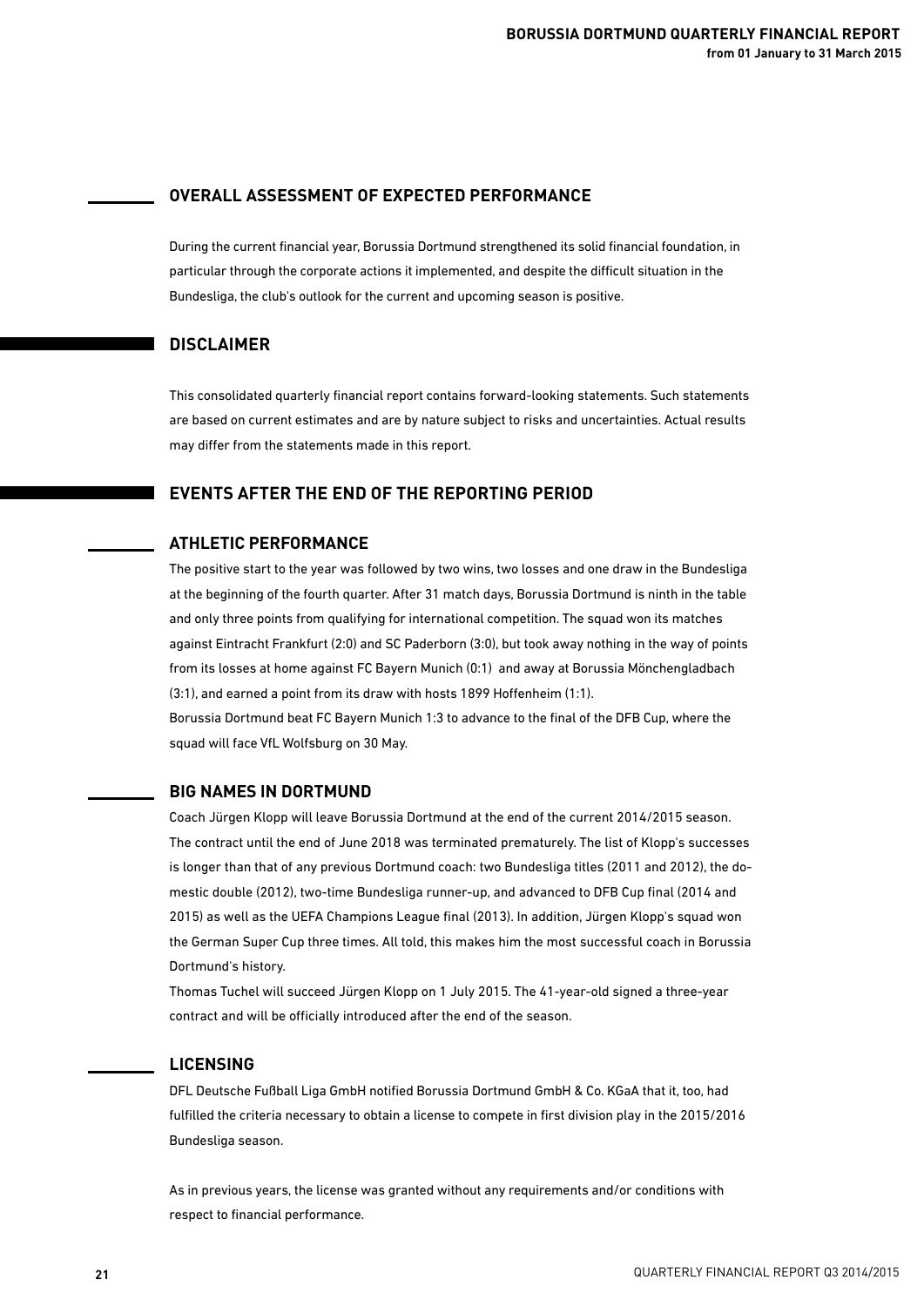## OVERALL ASSESSMENT OF EXPECTED PERFORMANCE

During the current financial year, Borussia Dortmund strengthened its solid financial foundation, in particular through the corporate actions it implemented, and despite the difficult situation in the Bundesliga, the club's outlook for the current and upcoming season is positive.

## DISCLAIMER

This consolidated quarterly financial report contains forward-looking statements. Such statements are based on current estimates and are by nature subject to risks and uncertainties. Actual results may differ from the statements made in this report.

## EVENTS AFTER THE END OF THE REPORTING PERIOD

### ATHLETIC PERFORMANCE

The positive start to the year was followed by two wins, two losses and one draw in the Bundesliga at the beginning of the fourth quarter. After 31 match days, Borussia Dortmund is ninth in the table and only three points from qualifying for international competition. The squad won its matches against Eintracht Frankfurt (2:0) and SC Paderborn (3:0), but took away nothing in the way of points from its losses at home against FC Bayern Munich (0:1) and away at Borussia Mönchengladbach (3:1), and earned a point from its draw with hosts 1899 Hoffenheim (1:1).
Borussia Dortmund beat FC Bayern Munich 1:3 to advance to the final of the DFB Cup, where the squad will face VfL Wolfsburg on 30 May.

### BIG NAMES IN DORTMUND

Coach Jürgen Klopp will leave Borussia Dortmund at the end of the current 2014/2015 season. The contract until the end of June 2018 was terminated prematurely. The list of Klopp's successes is longer than that of any previous Dortmund coach: two Bundesliga titles (2011 and 2012), the domestic double (2012), two-time Bundesliga runner-up, and advanced to DFB Cup final (2014 and 2015) as well as the UEFA Champions League final (2013). In addition, Jürgen Klopp's squad won the German Super Cup three times. All told, this makes him the most successful coach in Borussia Dortmund's history.
Thomas Tuchel will succeed Jürgen Klopp on 1 July 2015. The 41-year-old signed a three-year contract and will be officially introduced after the end of the season.

### LICENSING

DFL Deutsche Fußball Liga GmbH notified Borussia Dortmund GmbH & Co. KGaA that it, too, had fulfilled the criteria necessary to obtain a license to compete in first division play in the 2015/2016 Bundesliga season.

As in previous years, the license was granted without any requirements and/or conditions with respect to financial performance.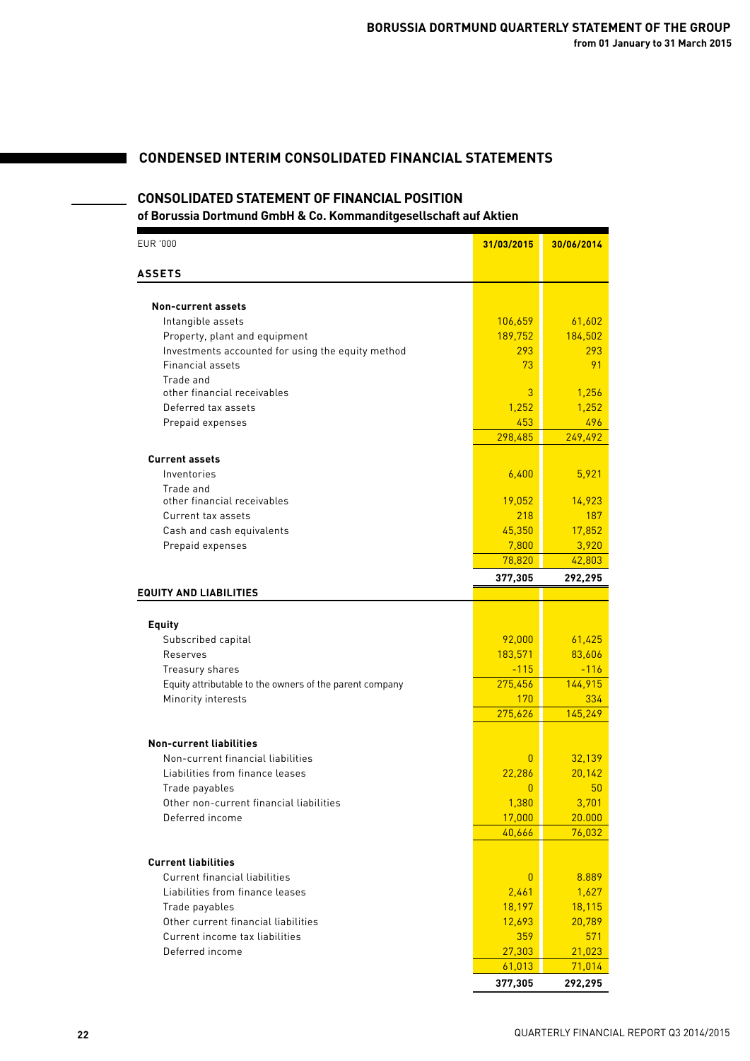## CONDENSED INTERIM CONSOLIDATED FINANCIAL STATEMENTS

### CONSOLIDATED STATEMENT OF FINANCIAL POSITION

**of Borussia Dortmund GmbH & Co. Kommanditgesellschaft auf Aktien**

| EUR '000 | 31/03/2015 | 30/06/2014 |
|---|---|---|
| **ASSETS** | | |
| **Non-current assets** | | |
| Intangible assets | 106,659 | 61,602 |
| Property, plant and equipment | 189,752 | 184,502 |
| Investments accounted for using the equity method | 293 | 293 |
| Financial assets | 73 | 91 |
| Trade and other financial receivables | 3 | 1,256 |
| Deferred tax assets | 1,252 | 1,252 |
| Prepaid expenses | 453 | 496 |
| | 298,485 | 249,492 |
| **Current assets** | | |
| Inventories | 6,400 | 5,921 |
| Trade and other financial receivables | 19,052 | 14,923 |
| Current tax assets | 218 | 187 |
| Cash and cash equivalents | 45,350 | 17,852 |
| Prepaid expenses | 7,800 | 3,920 |
| | 78,820 | 42,803 |
| | **377,305** | **292,295** |
| **EQUITY AND LIABILITIES** | | |
| **Equity** | | |
| Subscribed capital | 92,000 | 61,425 |
| Reserves | 183,571 | 83,606 |
| Treasury shares | -115 | -116 |
| Equity attributable to the owners of the parent company | 275,456 | 144,915 |
| Minority interests | 170 | 334 |
| | 275,626 | 145,249 |
| **Non-current liabilities** | | |
| Non-current financial liabilities | 0 | 32,139 |
| Liabilities from finance leases | 22,286 | 20,142 |
| Trade payables | 0 | 50 |
| Other non-current financial liabilities | 1,380 | 3,701 |
| Deferred income | 17,000 | 20.000 |
| | 40,666 | 76,032 |
| **Current liabilities** | | |
| Current financial liabilities | 0 | 8.889 |
| Liabilities from finance leases | 2,461 | 1,627 |
| Trade payables | 18,197 | 18,115 |
| Other current financial liabilities | 12,693 | 20,789 |
| Current income tax liabilities | 359 | 571 |
| Deferred income | 27,303 | 21,023 |
| | 61,013 | 71,014 |
| | **377,305** | **292,295** |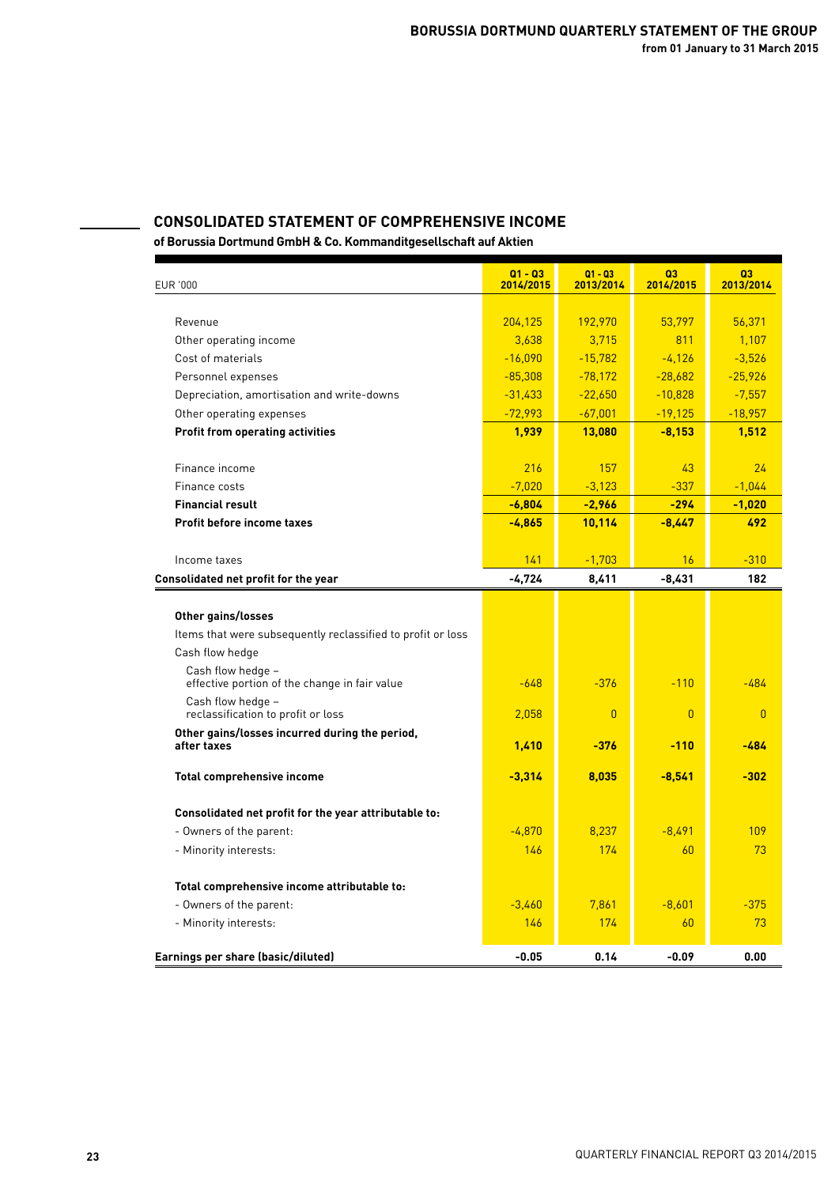## CONSOLIDATED STATEMENT OF COMPREHENSIVE INCOME

**of Borussia Dortmund GmbH & Co. Kommanditgesellschaft auf Aktien**

| EUR '000 | Q1 - Q3 2014/2015 | Q1 - Q3 2013/2014 | Q3 2014/2015 | Q3 2013/2014 |
|---|---|---|---|---|
| Revenue | 204,125 | 192,970 | 53,797 | 56,371 |
| Other operating income | 3,638 | 3,715 | 811 | 1,107 |
| Cost of materials | -16,090 | -15,782 | -4,126 | -3,526 |
| Personnel expenses | -85,308 | -78,172 | -28,682 | -25,926 |
| Depreciation, amortisation and write-downs | -31,433 | -22,650 | -10,828 | -7,557 |
| Other operating expenses | -72,993 | -67,001 | -19,125 | -18,957 |
| **Profit from operating activities** | **1,939** | **13,080** | **-8,153** | **1,512** |
| Finance income | 216 | 157 | 43 | 24 |
| Finance costs | -7,020 | -3,123 | -337 | -1,044 |
| **Financial result** | **-6,804** | **-2,966** | **-294** | **-1,020** |
| **Profit before income taxes** | **-4,865** | **10,114** | **-8,447** | **492** |
| Income taxes | 141 | -1,703 | 16 | -310 |
| **Consolidated net profit for the year** | **-4,724** | **8,411** | **-8,431** | **182** |
| **Other gains/losses** | | | | |
| Items that were subsequently reclassified to profit or loss | | | | |
| Cash flow hedge | | | | |
| Cash flow hedge – effective portion of the change in fair value | -648 | -376 | -110 | -484 |
| Cash flow hedge – reclassification to profit or loss | 2,058 | 0 | 0 | 0 |
| **Other gains/losses incurred during the period, after taxes** | **1,410** | **-376** | **-110** | **-484** |
| **Total comprehensive income** | **-3,314** | **8,035** | **-8,541** | **-302** |
| **Consolidated net profit for the year attributable to:** | | | | |
| - Owners of the parent: | -4,870 | 8,237 | -8,491 | 109 |
| - Minority interests: | 146 | 174 | 60 | 73 |
| **Total comprehensive income attributable to:** | | | | |
| - Owners of the parent: | -3,460 | 7,861 | -8,601 | -375 |
| - Minority interests: | 146 | 174 | 60 | 73 |
| **Earnings per share (basic/diluted)** | **-0.05** | **0.14** | **-0.09** | **0.00** |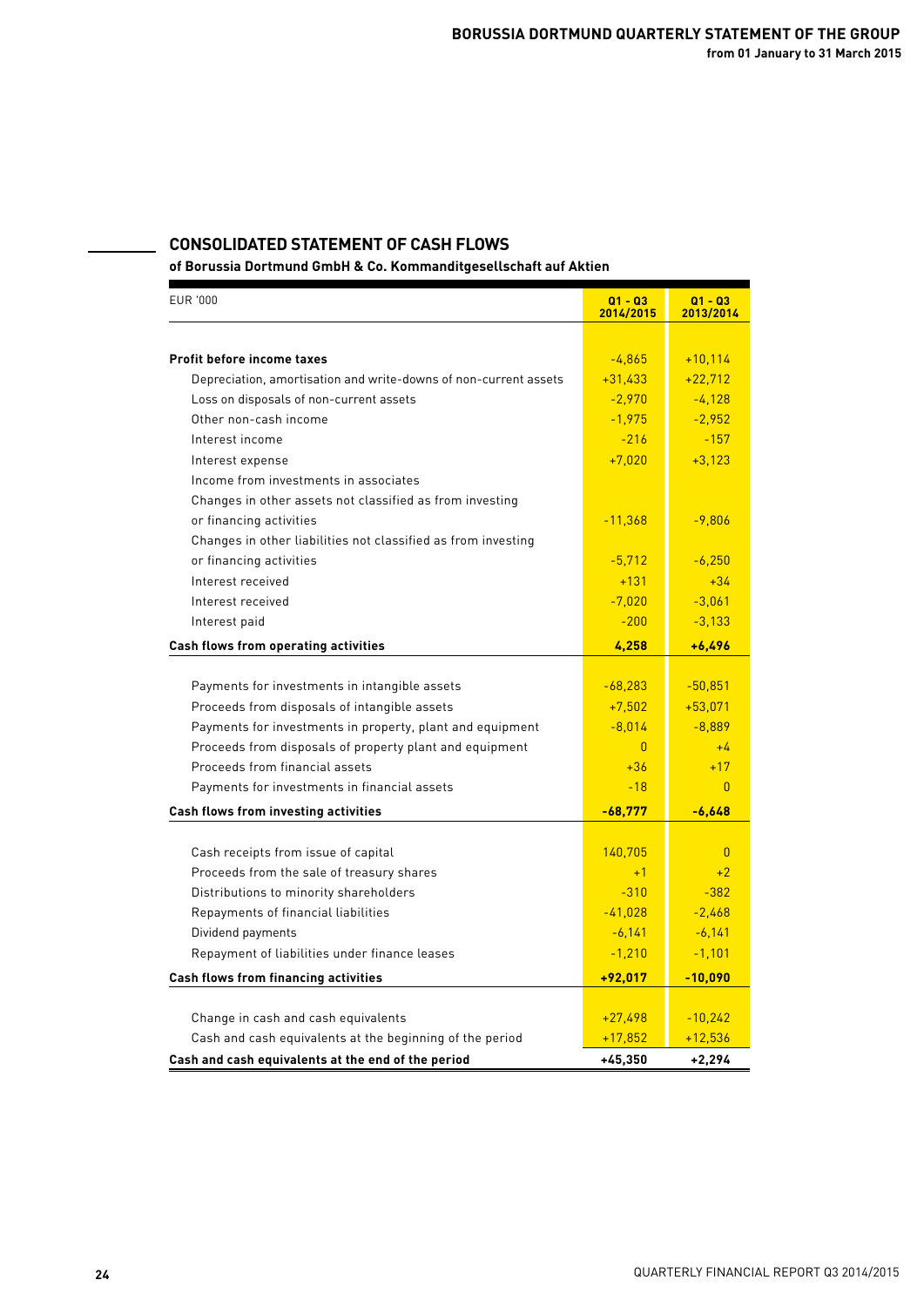## CONSOLIDATED STATEMENT OF CASH FLOWS

**of Borussia Dortmund GmbH & Co. Kommanditgesellschaft auf Aktien**

| EUR '000 | Q1 - Q3 2014/2015 | Q1 - Q3 2013/2014 |
|---|---|---|
| **Profit before income taxes** | -4,865 | +10,114 |
| Depreciation, amortisation and write-downs of non-current assets | +31,433 | +22,712 |
| Loss on disposals of non-current assets | -2,970 | -4,128 |
| Other non-cash income | -1,975 | -2,952 |
| Interest income | -216 | -157 |
| Interest expense | +7,020 | +3,123 |
| Income from investments in associates | | |
| Changes in other assets not classified as from investing or financing activities | -11,368 | -9,806 |
| Changes in other liabilities not classified as from investing or financing activities | -5,712 | -6,250 |
| Interest received | +131 | +34 |
| Interest received | -7,020 | -3,061 |
| Interest paid | -200 | -3,133 |
| **Cash flows from operating activities** | **4,258** | **+6,496** |
| Payments for investments in intangible assets | -68,283 | -50,851 |
| Proceeds from disposals of intangible assets | +7,502 | +53,071 |
| Payments for investments in property, plant and equipment | -8,014 | -8,889 |
| Proceeds from disposals of property plant and equipment | 0 | +4 |
| Proceeds from financial assets | +36 | +17 |
| Payments for investments in financial assets | -18 | 0 |
| **Cash flows from investing activities** | **-68,777** | **-6,648** |
| Cash receipts from issue of capital | 140,705 | 0 |
| Proceeds from the sale of treasury shares | +1 | +2 |
| Distributions to minority shareholders | -310 | -382 |
| Repayments of financial liabilities | -41,028 | -2,468 |
| Dividend payments | -6,141 | -6,141 |
| Repayment of liabilities under finance leases | -1,210 | -1,101 |
| **Cash flows from financing activities** | **+92,017** | **-10,090** |
| Change in cash and cash equivalents | +27,498 | -10,242 |
| Cash and cash equivalents at the beginning of the period | +17,852 | +12,536 |
| **Cash and cash equivalents at the end of the period** | **+45,350** | **+2,294** |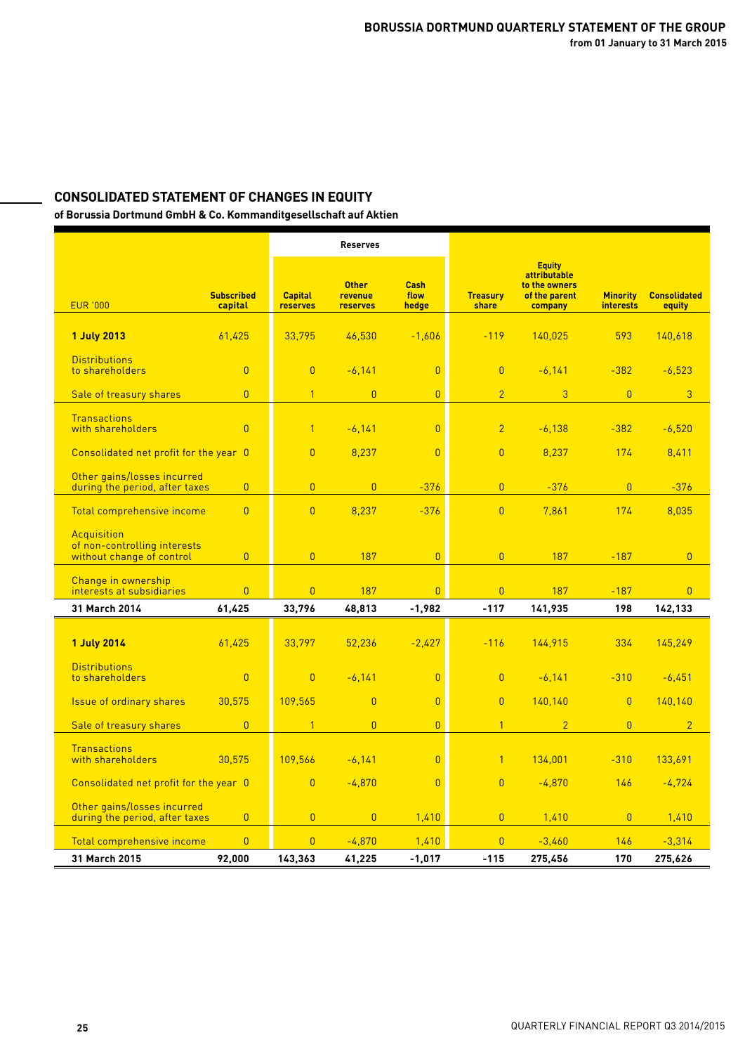## CONSOLIDATED STATEMENT OF CHANGES IN EQUITY

**of Borussia Dortmund GmbH & Co. Kommanditgesellschaft auf Aktien**

| | | Reserves | | | | | | |
|---|---|---|---|---|---|---|---|---|
| EUR '000 | Subscribed capital | Capital reserves | Other revenue reserves | Cash flow hedge | Treasury share | Equity attributable to the owners of the parent company | Minority interests | Consolidated equity |
| **1 July 2013** | 61,425 | 33,795 | 46,530 | -1,606 | -119 | 140,025 | 593 | 140,618 |
| Distributions to shareholders | 0 | 0 | -6,141 | 0 | 0 | -6,141 | -382 | -6,523 |
| Sale of treasury shares | 0 | 1 | 0 | 0 | 2 | 3 | 0 | 3 |
| Transactions with shareholders | 0 | 1 | -6,141 | 0 | 2 | -6,138 | -382 | -6,520 |
| Consolidated net profit for the year | 0 | 0 | 8,237 | 0 | 0 | 8,237 | 174 | 8,411 |
| Other gains/losses incurred during the period, after taxes | 0 | 0 | 0 | -376 | 0 | -376 | 0 | -376 |
| Total comprehensive income | 0 | 0 | 8,237 | -376 | 0 | 7,861 | 174 | 8,035 |
| Acquisition of non-controlling interests without change of control | 0 | 0 | 187 | 0 | 0 | 187 | -187 | 0 |
| Change in ownership interests at subsidiaries | 0 | 0 | 187 | 0 | 0 | 187 | -187 | 0 |
| **31 March 2014** | **61,425** | **33,796** | **48,813** | **-1,982** | **-117** | **141,935** | **198** | **142,133** |
| **1 July 2014** | 61,425 | 33,797 | 52,236 | -2,427 | -116 | 144,915 | 334 | 145,249 |
| Distributions to shareholders | 0 | 0 | -6,141 | 0 | 0 | -6,141 | -310 | -6,451 |
| Issue of ordinary shares | 30,575 | 109,565 | 0 | 0 | 0 | 140,140 | 0 | 140,140 |
| Sale of treasury shares | 0 | 1 | 0 | 0 | 1 | 2 | 0 | 2 |
| Transactions with shareholders | 30,575 | 109,566 | -6,141 | 0 | 1 | 134,001 | -310 | 133,691 |
| Consolidated net profit for the year | 0 | 0 | -4,870 | 0 | 0 | -4,870 | 146 | -4,724 |
| Other gains/losses incurred during the period, after taxes | 0 | 0 | 0 | 1,410 | 0 | 1,410 | 0 | 1,410 |
| Total comprehensive income | 0 | 0 | -4,870 | 1,410 | 0 | -3,460 | 146 | -3,314 |
| **31 March 2015** | **92,000** | **143,363** | **41,225** | **-1,017** | **-115** | **275,456** | **170** | **275,626** |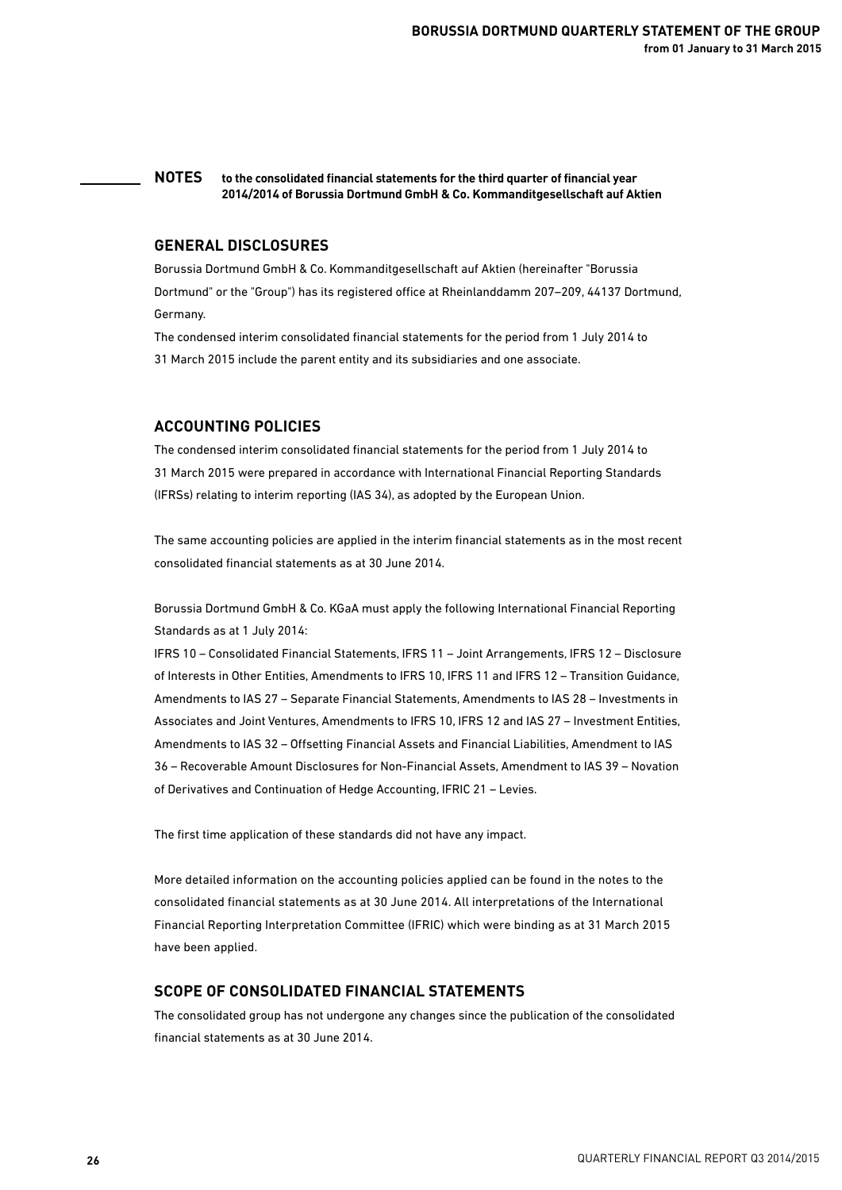## NOTES

**to the consolidated financial statements for the third quarter of financial year 2014/2014 of Borussia Dortmund GmbH & Co. Kommanditgesellschaft auf Aktien**

### GENERAL DISCLOSURES

Borussia Dortmund GmbH & Co. Kommanditgesellschaft auf Aktien (hereinafter "Borussia Dortmund" or the "Group") has its registered office at Rheinlanddamm 207–209, 44137 Dortmund, Germany.

The condensed interim consolidated financial statements for the period from 1 July 2014 to 31 March 2015 include the parent entity and its subsidiaries and one associate.

### ACCOUNTING POLICIES

The condensed interim consolidated financial statements for the period from 1 July 2014 to 31 March 2015 were prepared in accordance with International Financial Reporting Standards (IFRSs) relating to interim reporting (IAS 34), as adopted by the European Union.

The same accounting policies are applied in the interim financial statements as in the most recent consolidated financial statements as at 30 June 2014.

Borussia Dortmund GmbH & Co. KGaA must apply the following International Financial Reporting Standards as at 1 July 2014:

IFRS 10 – Consolidated Financial Statements, IFRS 11 – Joint Arrangements, IFRS 12 – Disclosure of Interests in Other Entities, Amendments to IFRS 10, IFRS 11 and IFRS 12 – Transition Guidance, Amendments to IAS 27 – Separate Financial Statements, Amendments to IAS 28 – Investments in Associates and Joint Ventures, Amendments to IFRS 10, IFRS 12 and IAS 27 – Investment Entities, Amendments to IAS 32 – Offsetting Financial Assets and Financial Liabilities, Amendment to IAS 36 – Recoverable Amount Disclosures for Non-Financial Assets, Amendment to IAS 39 – Novation of Derivatives and Continuation of Hedge Accounting, IFRIC 21 – Levies.

The first time application of these standards did not have any impact.

More detailed information on the accounting policies applied can be found in the notes to the consolidated financial statements as at 30 June 2014. All interpretations of the International Financial Reporting Interpretation Committee (IFRIC) which were binding as at 31 March 2015 have been applied.

### SCOPE OF CONSOLIDATED FINANCIAL STATEMENTS

The consolidated group has not undergone any changes since the publication of the consolidated financial statements as at 30 June 2014.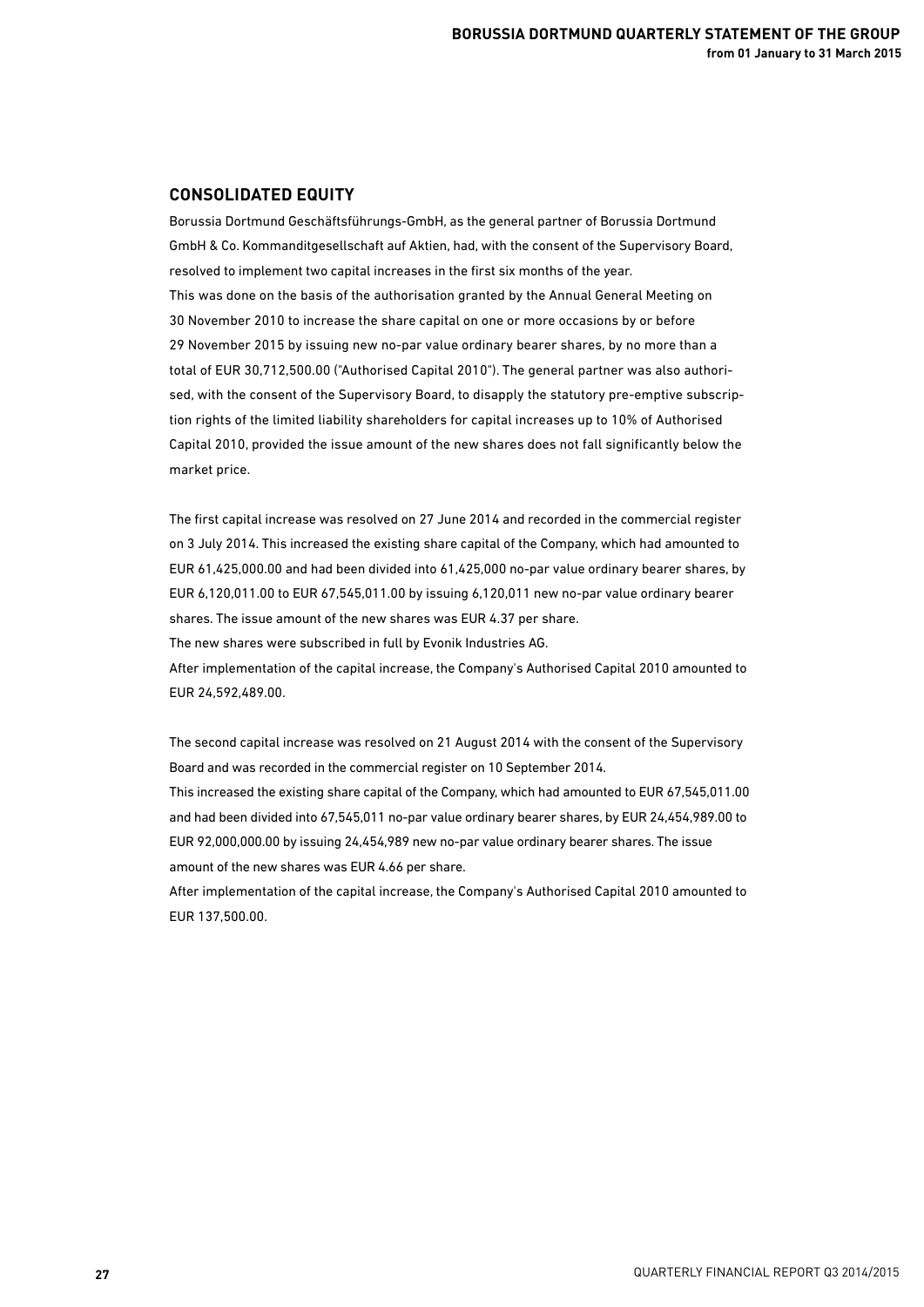## CONSOLIDATED EQUITY

Borussia Dortmund Geschäftsführungs-GmbH, as the general partner of Borussia Dortmund GmbH & Co. Kommanditgesellschaft auf Aktien, had, with the consent of the Supervisory Board, resolved to implement two capital increases in the first six months of the year.
This was done on the basis of the authorisation granted by the Annual General Meeting on 30 November 2010 to increase the share capital on one or more occasions by or before 29 November 2015 by issuing new no-par value ordinary bearer shares, by no more than a total of EUR 30,712,500.00 ("Authorised Capital 2010"). The general partner was also authorised, with the consent of the Supervisory Board, to disapply the statutory pre-emptive subscription rights of the limited liability shareholders for capital increases up to 10% of Authorised Capital 2010, provided the issue amount of the new shares does not fall significantly below the market price.

The first capital increase was resolved on 27 June 2014 and recorded in the commercial register on 3 July 2014. This increased the existing share capital of the Company, which had amounted to EUR 61,425,000.00 and had been divided into 61,425,000 no-par value ordinary bearer shares, by EUR 6,120,011.00 to EUR 67,545,011.00 by issuing 6,120,011 new no-par value ordinary bearer shares. The issue amount of the new shares was EUR 4.37 per share.
The new shares were subscribed in full by Evonik Industries AG.
After implementation of the capital increase, the Company's Authorised Capital 2010 amounted to EUR 24,592,489.00.

The second capital increase was resolved on 21 August 2014 with the consent of the Supervisory Board and was recorded in the commercial register on 10 September 2014.
This increased the existing share capital of the Company, which had amounted to EUR 67,545,011.00 and had been divided into 67,545,011 no-par value ordinary bearer shares, by EUR 24,454,989.00 to EUR 92,000,000.00 by issuing 24,454,989 new no-par value ordinary bearer shares. The issue amount of the new shares was EUR 4.66 per share.
After implementation of the capital increase, the Company's Authorised Capital 2010 amounted to EUR 137,500.00.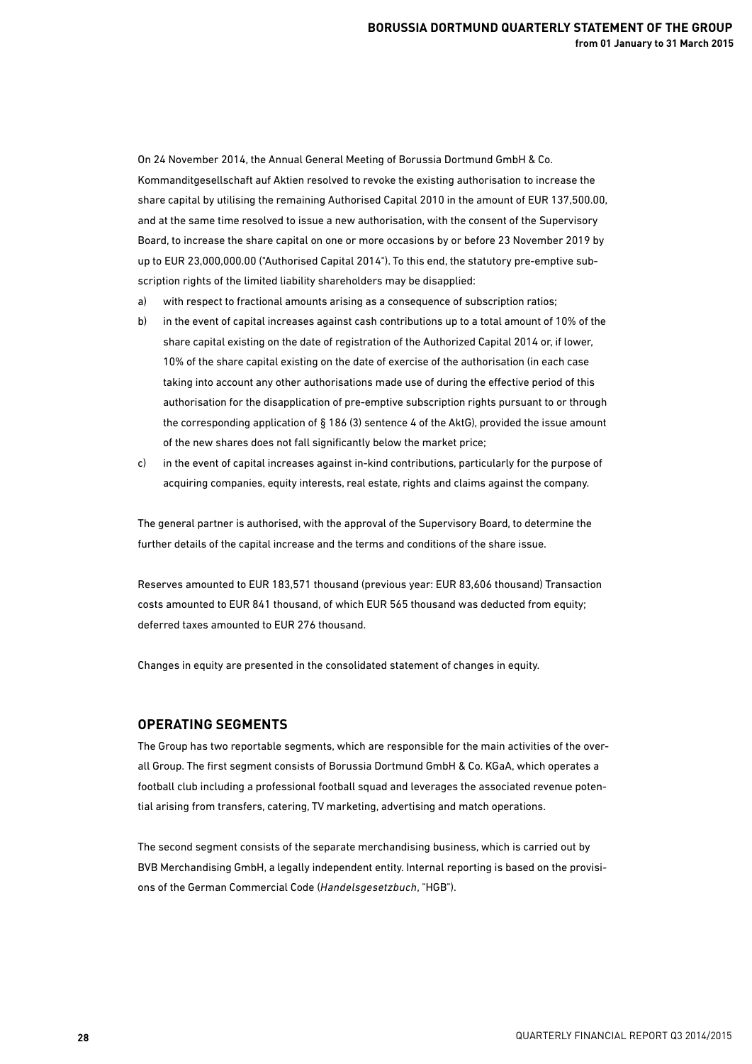On 24 November 2014, the Annual General Meeting of Borussia Dortmund GmbH & Co. Kommanditgesellschaft auf Aktien resolved to revoke the existing authorisation to increase the share capital by utilising the remaining Authorised Capital 2010 in the amount of EUR 137,500.00, and at the same time resolved to issue a new authorisation, with the consent of the Supervisory Board, to increase the share capital on one or more occasions by or before 23 November 2019 by up to EUR 23,000,000.00 ("Authorised Capital 2014"). To this end, the statutory pre-emptive subscription rights of the limited liability shareholders may be disapplied:

a) with respect to fractional amounts arising as a consequence of subscription ratios;

b) in the event of capital increases against cash contributions up to a total amount of 10% of the share capital existing on the date of registration of the Authorized Capital 2014 or, if lower, 10% of the share capital existing on the date of exercise of the authorisation (in each case taking into account any other authorisations made use of during the effective period of this authorisation for the disapplication of pre-emptive subscription rights pursuant to or through the corresponding application of § 186 (3) sentence 4 of the AktG), provided the issue amount of the new shares does not fall significantly below the market price;

c) in the event of capital increases against in-kind contributions, particularly for the purpose of acquiring companies, equity interests, real estate, rights and claims against the company.

The general partner is authorised, with the approval of the Supervisory Board, to determine the further details of the capital increase and the terms and conditions of the share issue.

Reserves amounted to EUR 183,571 thousand (previous year: EUR 83,606 thousand) Transaction costs amounted to EUR 841 thousand, of which EUR 565 thousand was deducted from equity; deferred taxes amounted to EUR 276 thousand.

Changes in equity are presented in the consolidated statement of changes in equity.

## OPERATING SEGMENTS

The Group has two reportable segments, which are responsible for the main activities of the overall Group. The first segment consists of Borussia Dortmund GmbH & Co. KGaA, which operates a football club including a professional football squad and leverages the associated revenue potential arising from transfers, catering, TV marketing, advertising and match operations.

The second segment consists of the separate merchandising business, which is carried out by BVB Merchandising GmbH, a legally independent entity. Internal reporting is based on the provisions of the German Commercial Code (*Handelsgesetzbuch*, "HGB").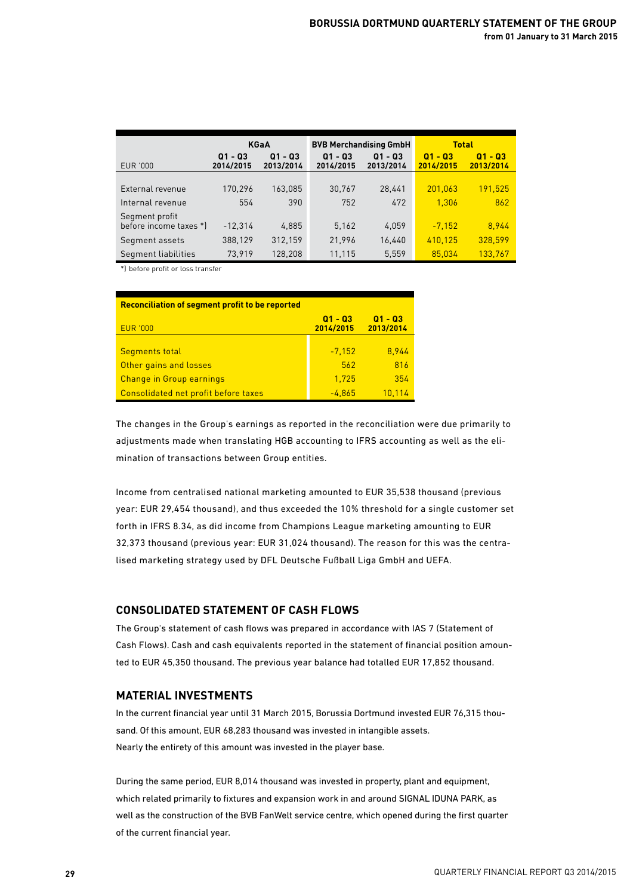| EUR '000 | KGaA | | BVB Merchandising GmbH | | Total | |
|---|---|---|---|---|---|---|
| | Q1 - Q3 2014/2015 | Q1 - Q3 2013/2014 | Q1 - Q3 2014/2015 | Q1 - Q3 2013/2014 | Q1 - Q3 2014/2015 | Q1 - Q3 2013/2014 |
| External revenue | 170,296 | 163,085 | 30,767 | 28,441 | 201,063 | 191,525 |
| Internal revenue | 554 | 390 | 752 | 472 | 1,306 | 862 |
| Segment profit before income taxes *) | -12,314 | 4,885 | 5,162 | 4,059 | -7,152 | 8,944 |
| Segment assets | 388,129 | 312,159 | 21,996 | 16,440 | 410,125 | 328,599 |
| Segment liabilities | 73,919 | 128,208 | 11,115 | 5,559 | 85,034 | 133,767 |

*) before profit or loss transfer

| Reconciliation of segment profit to be reported | | |
|---|---|---|
| EUR '000 | Q1 - Q3 2014/2015 | Q1 - Q3 2013/2014 |
| Segments total | -7,152 | 8,944 |
| Other gains and losses | 562 | 816 |
| Change in Group earnings | 1,725 | 354 |
| Consolidated net profit before taxes | -4,865 | 10,114 |

The changes in the Group's earnings as reported in the reconciliation were due primarily to adjustments made when translating HGB accounting to IFRS accounting as well as the elimination of transactions between Group entities.

Income from centralised national marketing amounted to EUR 35,538 thousand (previous year: EUR 29,454 thousand), and thus exceeded the 10% threshold for a single customer set forth in IFRS 8.34, as did income from Champions League marketing amounting to EUR 32,373 thousand (previous year: EUR 31,024 thousand). The reason for this was the centralised marketing strategy used by DFL Deutsche Fußball Liga GmbH and UEFA.

## CONSOLIDATED STATEMENT OF CASH FLOWS

The Group's statement of cash flows was prepared in accordance with IAS 7 (Statement of Cash Flows). Cash and cash equivalents reported in the statement of financial position amounted to EUR 45,350 thousand. The previous year balance had totalled EUR 17,852 thousand.

## MATERIAL INVESTMENTS

In the current financial year until 31 March 2015, Borussia Dortmund invested EUR 76,315 thousand. Of this amount, EUR 68,283 thousand was invested in intangible assets.
Nearly the entirety of this amount was invested in the player base.

During the same period, EUR 8,014 thousand was invested in property, plant and equipment, which related primarily to fixtures and expansion work in and around SIGNAL IDUNA PARK, as well as the construction of the BVB FanWelt service centre, which opened during the first quarter of the current financial year.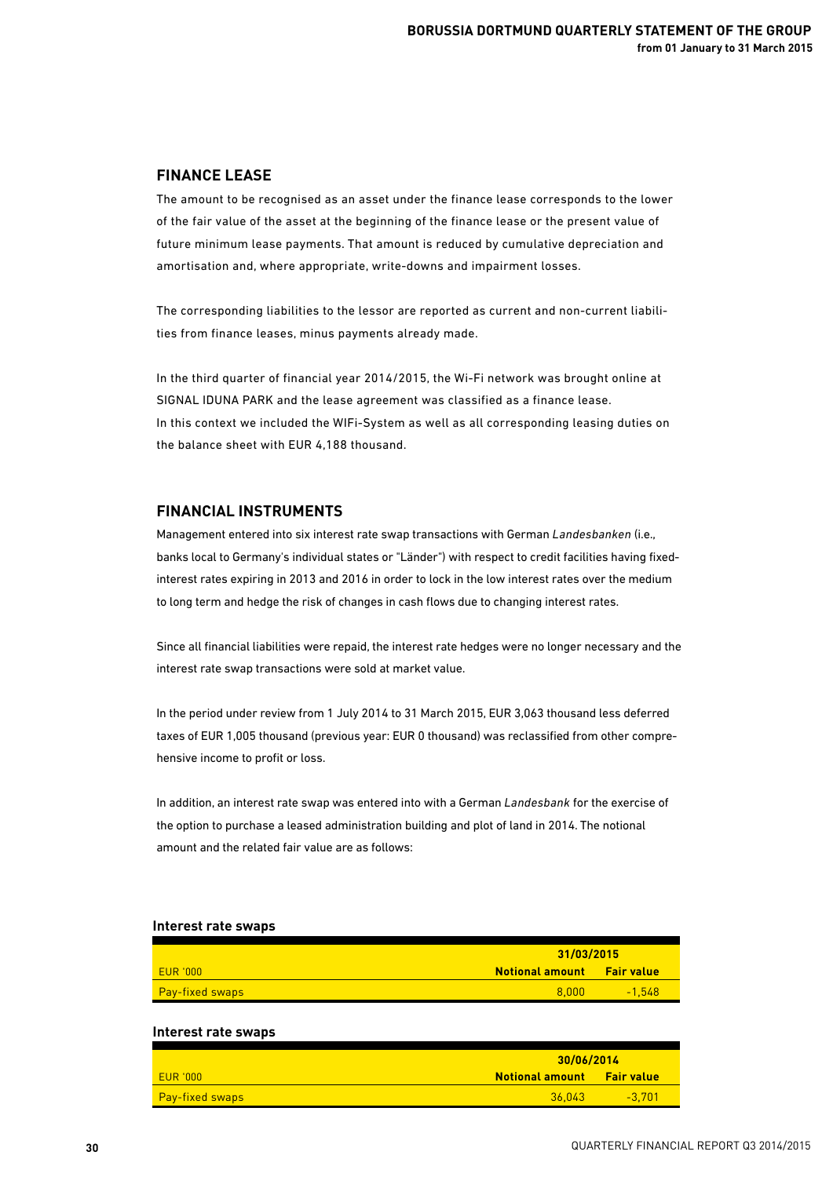## FINANCE LEASE

The amount to be recognised as an asset under the finance lease corresponds to the lower of the fair value of the asset at the beginning of the finance lease or the present value of future minimum lease payments. That amount is reduced by cumulative depreciation and amortisation and, where appropriate, write-downs and impairment losses.

The corresponding liabilities to the lessor are reported as current and non-current liabilities from finance leases, minus payments already made.

In the third quarter of financial year 2014/2015, the Wi-Fi network was brought online at SIGNAL IDUNA PARK and the lease agreement was classified as a finance lease.
In this context we included the WIFi-System as well as all corresponding leasing duties on the balance sheet with EUR 4,188 thousand.

## FINANCIAL INSTRUMENTS

Management entered into six interest rate swap transactions with German *Landesbanken* (i.e., banks local to Germany's individual states or "Länder") with respect to credit facilities having fixed-interest rates expiring in 2013 and 2016 in order to lock in the low interest rates over the medium to long term and hedge the risk of changes in cash flows due to changing interest rates.

Since all financial liabilities were repaid, the interest rate hedges were no longer necessary and the interest rate swap transactions were sold at market value.

In the period under review from 1 July 2014 to 31 March 2015, EUR 3,063 thousand less deferred taxes of EUR 1,005 thousand (previous year: EUR 0 thousand) was reclassified from other comprehensive income to profit or loss.

In addition, an interest rate swap was entered into with a German *Landesbank* for the exercise of the option to purchase a leased administration building and plot of land in 2014. The notional amount and the related fair value are as follows:

**Interest rate swaps**

| | 31/03/2015 | |
|---|---|---|
| EUR '000 | **Notional amount** | **Fair value** |
| Pay-fixed swaps | 8,000 | -1,548 |

**Interest rate swaps**

| | 30/06/2014 | |
|---|---|---|
| EUR '000 | **Notional amount** | **Fair value** |
| Pay-fixed swaps | 36,043 | -3,701 |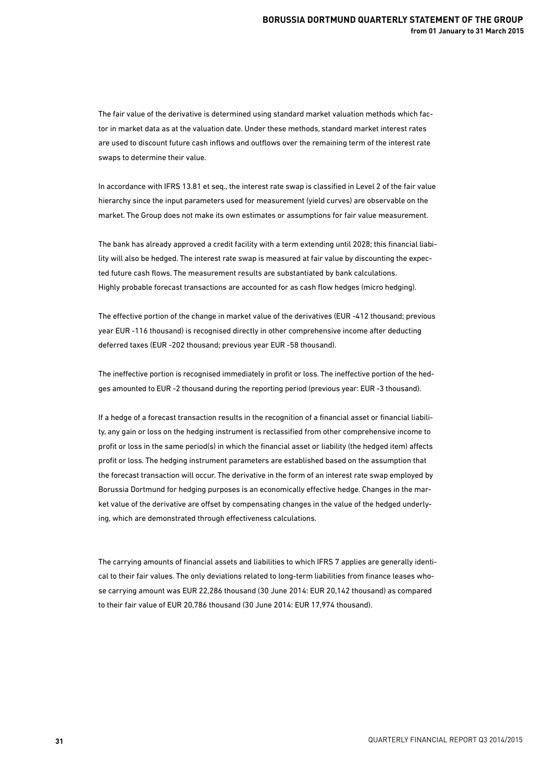The fair value of the derivative is determined using standard market valuation methods which factor in market data as at the valuation date. Under these methods, standard market interest rates are used to discount future cash inflows and outflows over the remaining term of the interest rate swaps to determine their value.

In accordance with IFRS 13.81 et seq., the interest rate swap is classified in Level 2 of the fair value hierarchy since the input parameters used for measurement (yield curves) are observable on the market. The Group does not make its own estimates or assumptions for fair value measurement.

The bank has already approved a credit facility with a term extending until 2028; this financial liability will also be hedged. The interest rate swap is measured at fair value by discounting the expected future cash flows. The measurement results are substantiated by bank calculations.
Highly probable forecast transactions are accounted for as cash flow hedges (micro hedging).

The effective portion of the change in market value of the derivatives (EUR -412 thousand; previous year EUR -116 thousand) is recognised directly in other comprehensive income after deducting deferred taxes (EUR -202 thousand; previous year EUR -58 thousand).

The ineffective portion is recognised immediately in profit or loss. The ineffective portion of the hedges amounted to EUR -2 thousand during the reporting period (previous year: EUR -3 thousand).

If a hedge of a forecast transaction results in the recognition of a financial asset or financial liability, any gain or loss on the hedging instrument is reclassified from other comprehensive income to profit or loss in the same period(s) in which the financial asset or liability (the hedged item) affects profit or loss. The hedging instrument parameters are established based on the assumption that the forecast transaction will occur. The derivative in the form of an interest rate swap employed by Borussia Dortmund for hedging purposes is an economically effective hedge. Changes in the market value of the derivative are offset by compensating changes in the value of the hedged underlying, which are demonstrated through effectiveness calculations.

The carrying amounts of financial assets and liabilities to which IFRS 7 applies are generally identical to their fair values. The only deviations related to long-term liabilities from finance leases whose carrying amount was EUR 22,286 thousand (30 June 2014: EUR 20,142 thousand) as compared to their fair value of EUR 20,786 thousand (30 June 2014: EUR 17,974 thousand).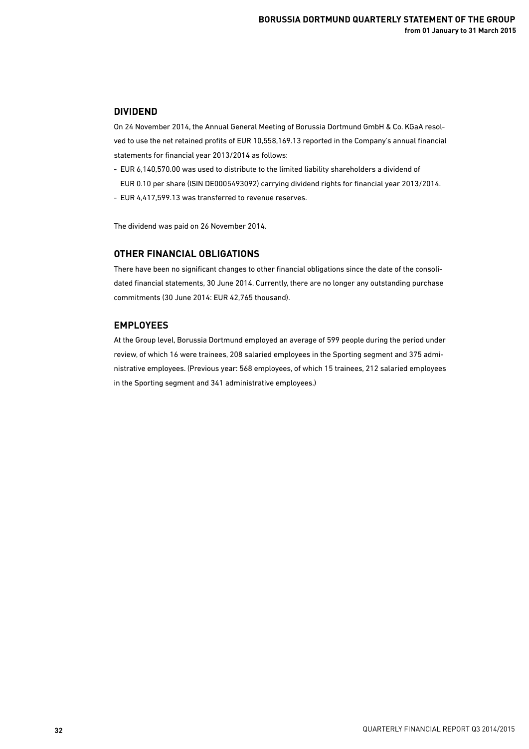## DIVIDEND

On 24 November 2014, the Annual General Meeting of Borussia Dortmund GmbH & Co. KGaA resolved to use the net retained profits of EUR 10,558,169.13 reported in the Company's annual financial statements for financial year 2013/2014 as follows:

- EUR 6,140,570.00 was used to distribute to the limited liability shareholders a dividend of EUR 0.10 per share (ISIN DE0005493092) carrying dividend rights for financial year 2013/2014.
- EUR 4,417,599.13 was transferred to revenue reserves.

The dividend was paid on 26 November 2014.

## OTHER FINANCIAL OBLIGATIONS

There have been no significant changes to other financial obligations since the date of the consolidated financial statements, 30 June 2014. Currently, there are no longer any outstanding purchase commitments (30 June 2014: EUR 42,765 thousand).

## EMPLOYEES

At the Group level, Borussia Dortmund employed an average of 599 people during the period under review, of which 16 were trainees, 208 salaried employees in the Sporting segment and 375 administrative employees. (Previous year: 568 employees, of which 15 trainees, 212 salaried employees in the Sporting segment and 341 administrative employees.)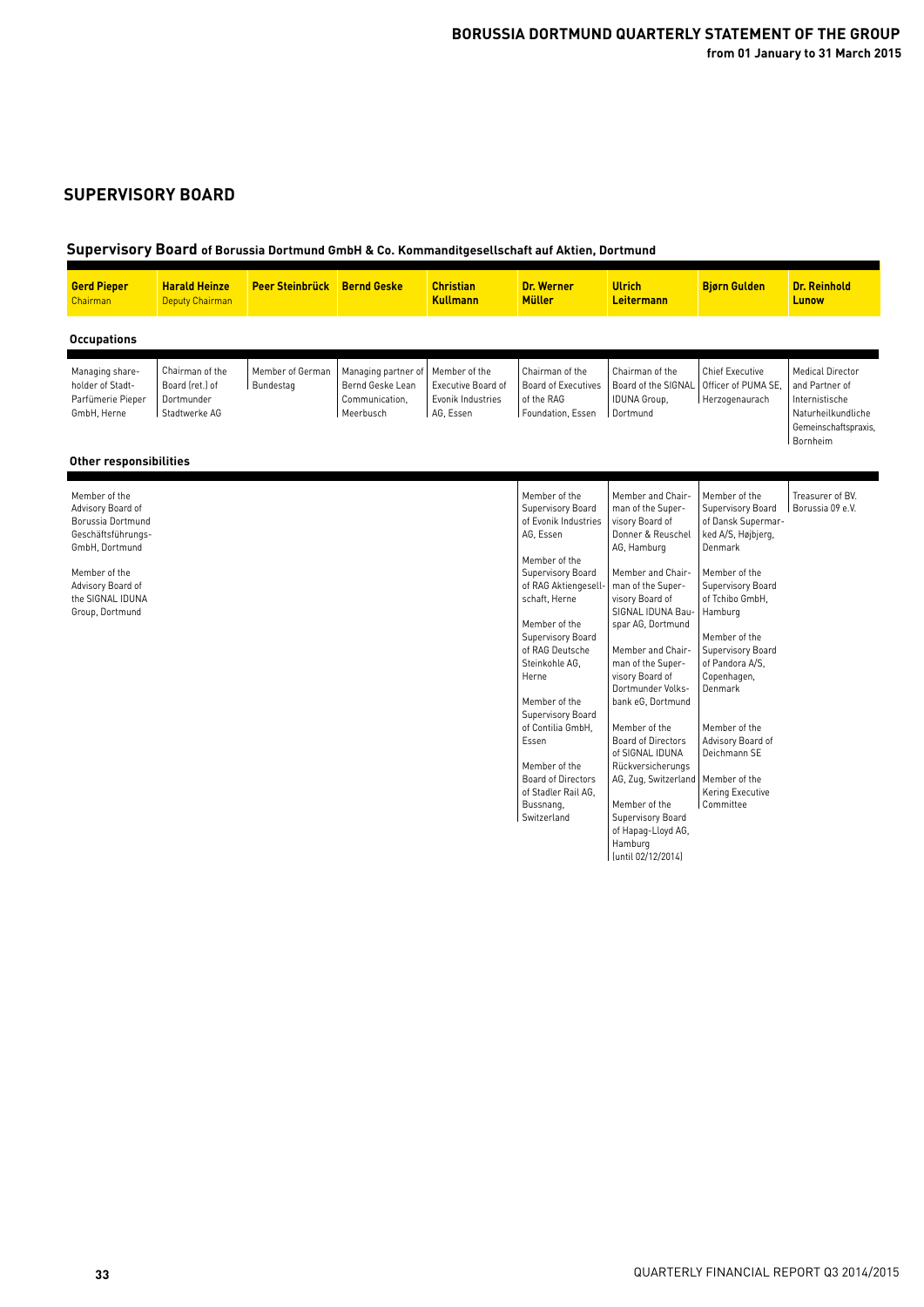## SUPERVISORY BOARD

### Supervisory Board of Borussia Dortmund GmbH & Co. Kommanditgesellschaft auf Aktien, Dortmund

| Gerd Pieper Chairman | Harald Heinze Deputy Chairman | Peer Steinbrück | Bernd Geske | Christian Kullmann | Dr. Werner Müller | Ulrich Leitermann | Bjørn Gulden | Dr. Reinhold Lunow |
|---|---|---|---|---|---|---|---|---|
| **Occupations** | | | | | | | | |
| Managing shareholder of Stadt-Parfümerie Pieper GmbH, Herne | Chairman of the Board (ret.) of Dortmunder Stadtwerke AG | Member of German Bundestag | Managing partner of Bernd Geske Lean Communication, Meerbusch | Member of the Executive Board of Evonik Industries AG, Essen | Chairman of the Board of Executives of the RAG Foundation, Essen | Chairman of the Board of the SIGNAL IDUNA Group, Dortmund | Chief Executive Officer of PUMA SE, Herzogenaurach | Medical Director and Partner of Internistische Naturheilkundliche Gemeinschaftspraxis, Bornheim |
| **Other responsibilities** | | | | | | | | |
| Member of the Advisory Board of Borussia Dortmund Geschäftsführungs-GmbH, Dortmund<br><br>Member of the Advisory Board of the SIGNAL IDUNA Group, Dortmund | | | | | Member of the Supervisory Board of Evonik Industries AG, Essen<br><br>Member of the Supervisory Board of RAG Aktiengesellschaft, Herne<br><br>Member of the Supervisory Board of RAG Deutsche Steinkohle AG, Herne<br><br>Member of the Supervisory Board of Contilia GmbH, Essen<br><br>Member of the Board of Directors of Stadler Rail AG, Bussnang, Switzerland | Member and Chairman of the Supervisory Board of Donner & Reuschel AG, Hamburg<br><br>Member and Chairman of the Supervisory Board of SIGNAL IDUNA Bauspar AG, Dortmund<br><br>Member and Chairman of the Supervisory Board of Dortmunder Volksbank eG, Dortmund<br><br>Member of the Board of Directors of SIGNAL IDUNA Rückversicherungs AG, Zug, Switzerland<br><br>Member of the Supervisory Board of Hapag-Lloyd AG, Hamburg (until 02/12/2014) | Member of the Supervisory Board of Dansk Supermarked A/S, Højbjerg, Denmark<br><br>Member of the Supervisory Board of Tchibo GmbH, Hamburg<br><br>Member of the Supervisory Board of Pandora A/S, Copenhagen, Denmark<br><br>Member of the Advisory Board of Deichmann SE<br><br>Member of the Kering Executive Committee | Treasurer of BV. Borussia 09 e.V. |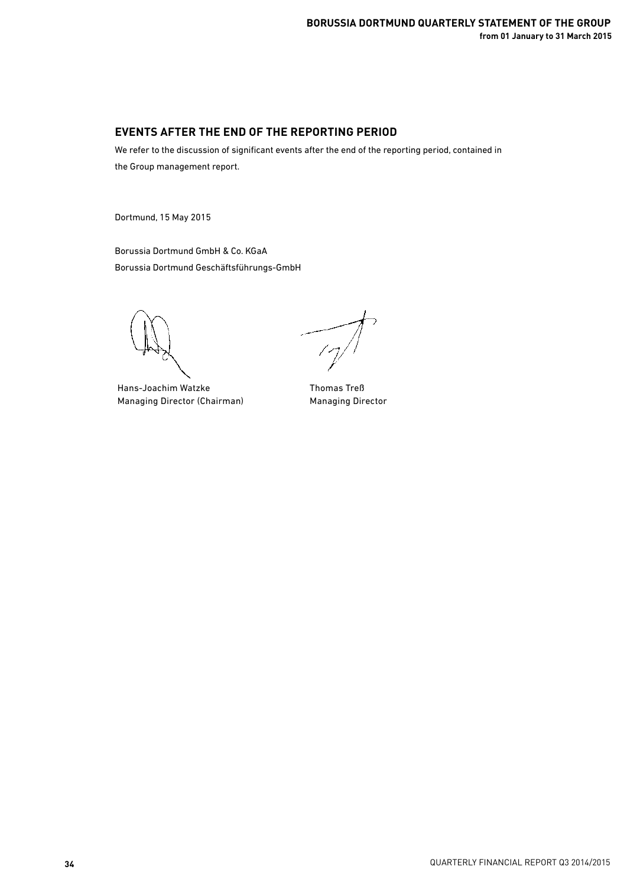## EVENTS AFTER THE END OF THE REPORTING PERIOD

We refer to the discussion of significant events after the end of the reporting period, contained in the Group management report.

Dortmund, 15 May 2015

Borussia Dortmund GmbH & Co. KGaA
Borussia Dortmund Geschäftsführungs-GmbH

| Hans-Joachim Watzke | Thomas Treß |
|---|---|
| Managing Director (Chairman) | Managing Director |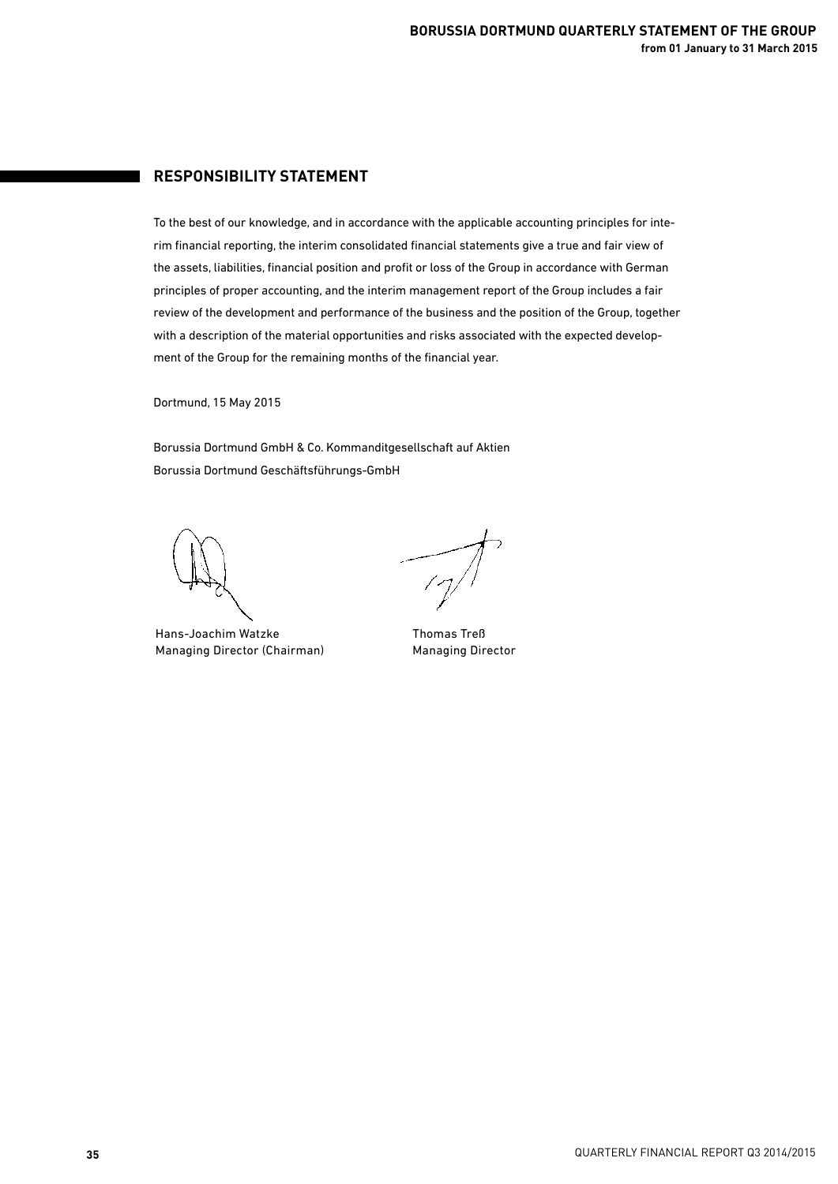## RESPONSIBILITY STATEMENT

To the best of our knowledge, and in accordance with the applicable accounting principles for interim financial reporting, the interim consolidated financial statements give a true and fair view of the assets, liabilities, financial position and profit or loss of the Group in accordance with German principles of proper accounting, and the interim management report of the Group includes a fair review of the development and performance of the business and the position of the Group, together with a description of the material opportunities and risks associated with the expected development of the Group for the remaining months of the financial year.

Dortmund, 15 May 2015

Borussia Dortmund GmbH & Co. Kommanditgesellschaft auf Aktien
Borussia Dortmund Geschäftsführungs-GmbH

Hans-Joachim Watzke
Managing Director (Chairman)

Thomas Treß
Managing Director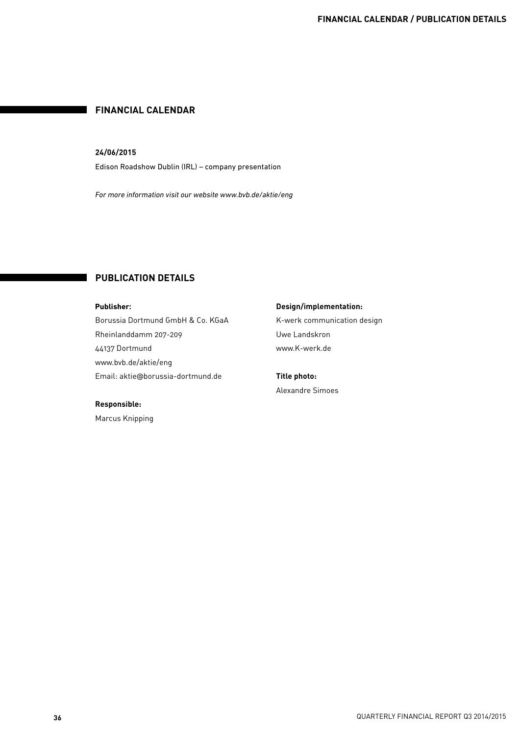## FINANCIAL CALENDAR

**24/06/2015**

Edison Roadshow Dublin (IRL) – company presentation

*For more information visit our website www.bvb.de/aktie/eng*

## PUBLICATION DETAILS

**Publisher:**
Borussia Dortmund GmbH & Co. KGaA
Rheinlanddamm 207-209
44137 Dortmund
www.bvb.de/aktie/eng
Email: aktie@borussia-dortmund.de

**Responsible:**
Marcus Knipping

**Design/implementation:**
K-werk communication design
Uwe Landskron
www.K-werk.de

**Title photo:**
Alexandre Simoes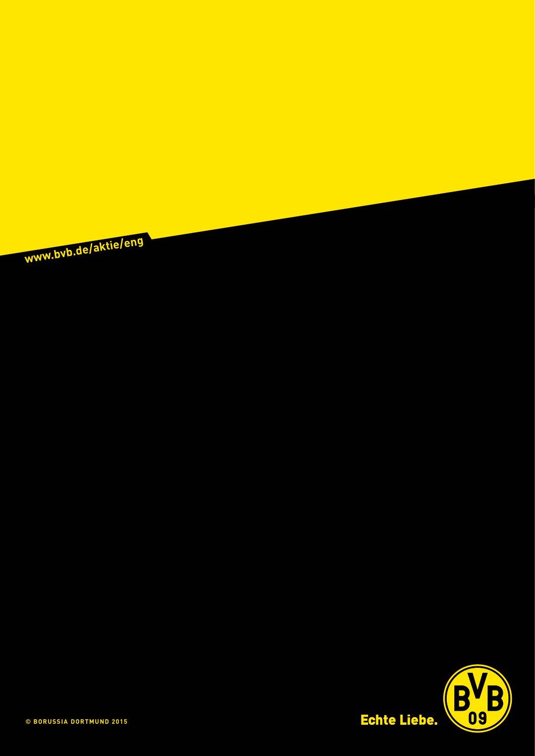www.bvb.de/aktie/eng

© BORUSSIA DORTMUND 2015

Echte Liebe.